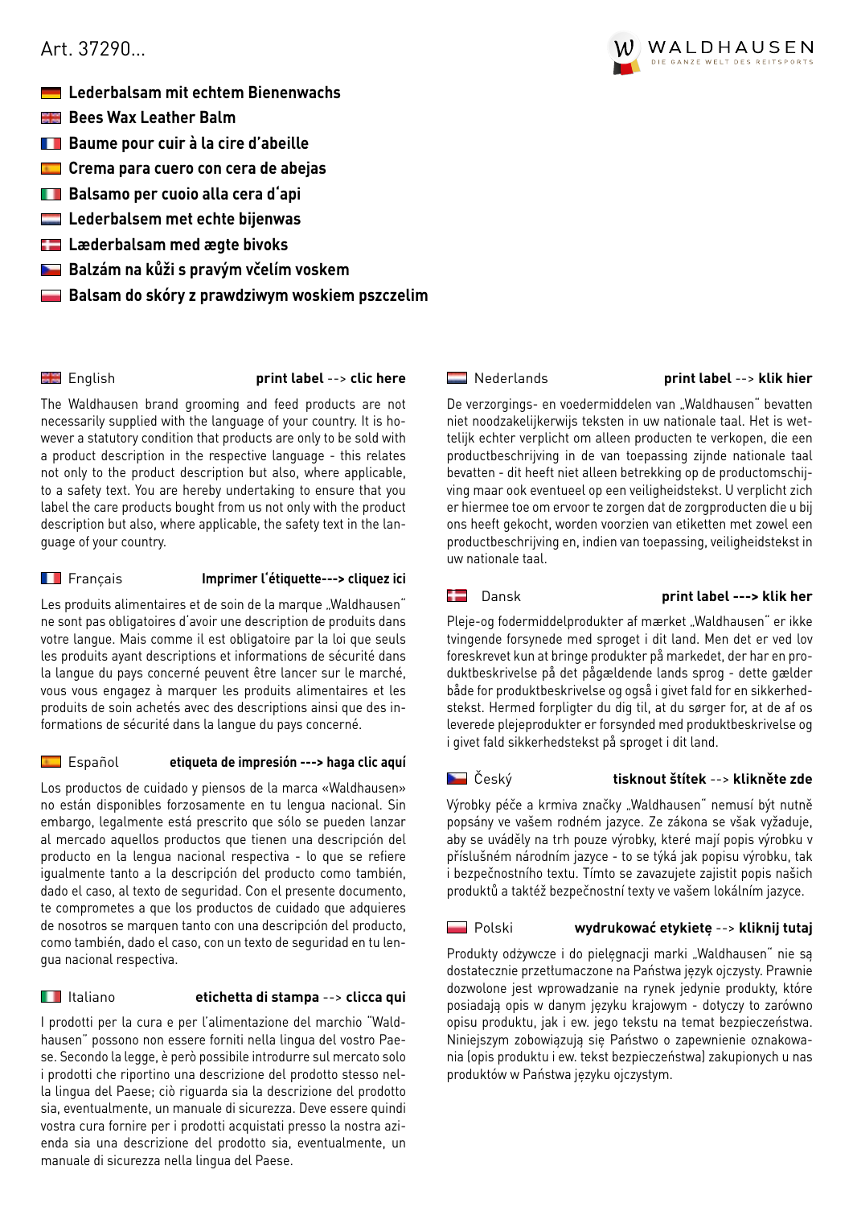Art. 37290...

WALDHAUSEN
DIE GANZE WELT DES REITSPORTS

**Lederbalsam mit echtem Bienenwachs**

**Bees Wax Leather Balm**

**Baume pour cuir à la cire d'abeille**

**Crema para cuero con cera de abejas**

**Balsamo per cuoio alla cera d'api**

**Lederbalsem met echte bijenwas**

**Læderbalsam med ægte bivoks**

**Balzám na kůži s pravým včelím voskem**

**Balsam do skóry z prawdziwym woskiem pszczelim**

English — **print label** --> **clic here**

The Waldhausen brand grooming and feed products are not necessarily supplied with the language of your country. It is however a statutory condition that products are only to be sold with a product description in the respective language - this relates not only to the product description but also, where applicable, to a safety text. You are hereby undertaking to ensure that you label the care products bought from us not only with the product description but also, where applicable, the safety text in the language of your country.

Français — **Imprimer l'étiquette---> cliquez ici**

Les produits alimentaires et de soin de la marque „Waldhausen" ne sont pas obligatoires d'avoir une description de produits dans votre langue. Mais comme il est obligatoire par la loi que seuls les produits ayant descriptions et informations de sécurité dans la langue du pays concerné peuvent être lancer sur le marché, vous vous engagez à marquer les produits alimentaires et les produits de soin achetés avec des descriptions ainsi que des informations de sécurité dans la langue du pays concerné.

Español — **etiqueta de impresión ---> haga clic aquí**

Los productos de cuidado y piensos de la marca «Waldhausen» no están disponibles forzosamente en tu lengua nacional. Sin embargo, legalmente está prescrito que sólo se pueden lanzar al mercado aquellos productos que tienen una descripción del producto en la lengua nacional respectiva - lo que se refiere igualmente tanto a la descripción del producto como también, dado el caso, al texto de seguridad. Con el presente documento, te comprometes a que los productos de cuidado que adquieres de nosotros se marquen tanto con una descripción del producto, como también, dado el caso, con un texto de seguridad en tu lengua nacional respectiva.

Italiano — **etichetta di stampa** --> **clicca qui**

I prodotti per la cura e per l'alimentazione del marchio "Waldhausen" possono non essere forniti nella lingua del vostro Paese. Secondo la legge, è però possibile introdurre sul mercato solo i prodotti che riportino una descrizione del prodotto stesso nella lingua del Paese; ciò riguarda sia la descrizione del prodotto sia, eventualmente, un manuale di sicurezza. Deve essere quindi vostra cura fornire per i prodotti acquistati presso la nostra azienda sia una descrizione del prodotto sia, eventualmente, un manuale di sicurezza nella lingua del Paese.

Nederlands — **print label** --> **klik hier**

De verzorgings- en voedermiddelen van „Waldhausen" bevatten niet noodzakelijkerwijs teksten in uw nationale taal. Het is wettelijk echter verplicht om alleen producten te verkopen, die een productbeschrijving in de van toepassing zijnde nationale taal bevatten - dit heeft niet alleen betrekking op de productomschrijving maar ook eventueel op een veiligheidstekst. U verplicht zich er hiermee toe om ervoor te zorgen dat de zorgproducten die u bij ons heeft gekocht, worden voorzien van etiketten met zowel een productbeschrijving en, indien van toepassing, veiligheidstekst in uw nationale taal.

Dansk — **print label ---> klik her**

Pleje-og fodermiddelprodukter af mærket „Waldhausen" er ikke tvingende forsynede med sproget i dit land. Men det er ved lov foreskrevet kun at bringe produkter på markedet, der har en produktbeskrivelse på det pågældende lands sprog - dette gælder både for produktbeskrivelse og også i givet fald for en sikkerhedstekst. Hermed forpligter du dig til, at du sørger for, at de af os leverede plejeprodukter er forsynded med produktbeskrivelse og i givet fald sikkerhedstekst på sproget i dit land.

Český — **tisknout štítek** --> **klikněte zde**

Výrobky péče a krmiva značky „Waldhausen" nemusí být nutně popsány ve vašem rodném jazyce. Ze zákona se však vyžaduje, aby se uváděly na trh pouze výrobky, které mají popis výrobku v příslušném národním jazyce - to se týká jak popisu výrobku, tak i bezpečnostního textu. Tímto se zavazujete zajistit popis našich produktů a taktéž bezpečnostní texty ve vašem lokálním jazyce.

Polski — **wydrukować etykietę** --> **kliknij tutaj**

Produkty odżywcze i do pielęgnacji marki „Waldhausen" nie są dostatecznie przetłumaczone na Państwa język ojczysty. Prawnie dozwolone jest wprowadzanie na rynek jedynie produkty, które posiadają opis w danym języku krajowym - dotyczy to zarówno opisu produktu, jak i ew. jego tekstu na temat bezpieczeństwa. Niniejszym zobowiązują się Państwo o zapewnienie oznakowania (opis produktu i ew. tekst bezpieczeństwa) zakupionych u nas produktów w Państwa języku ojczystym.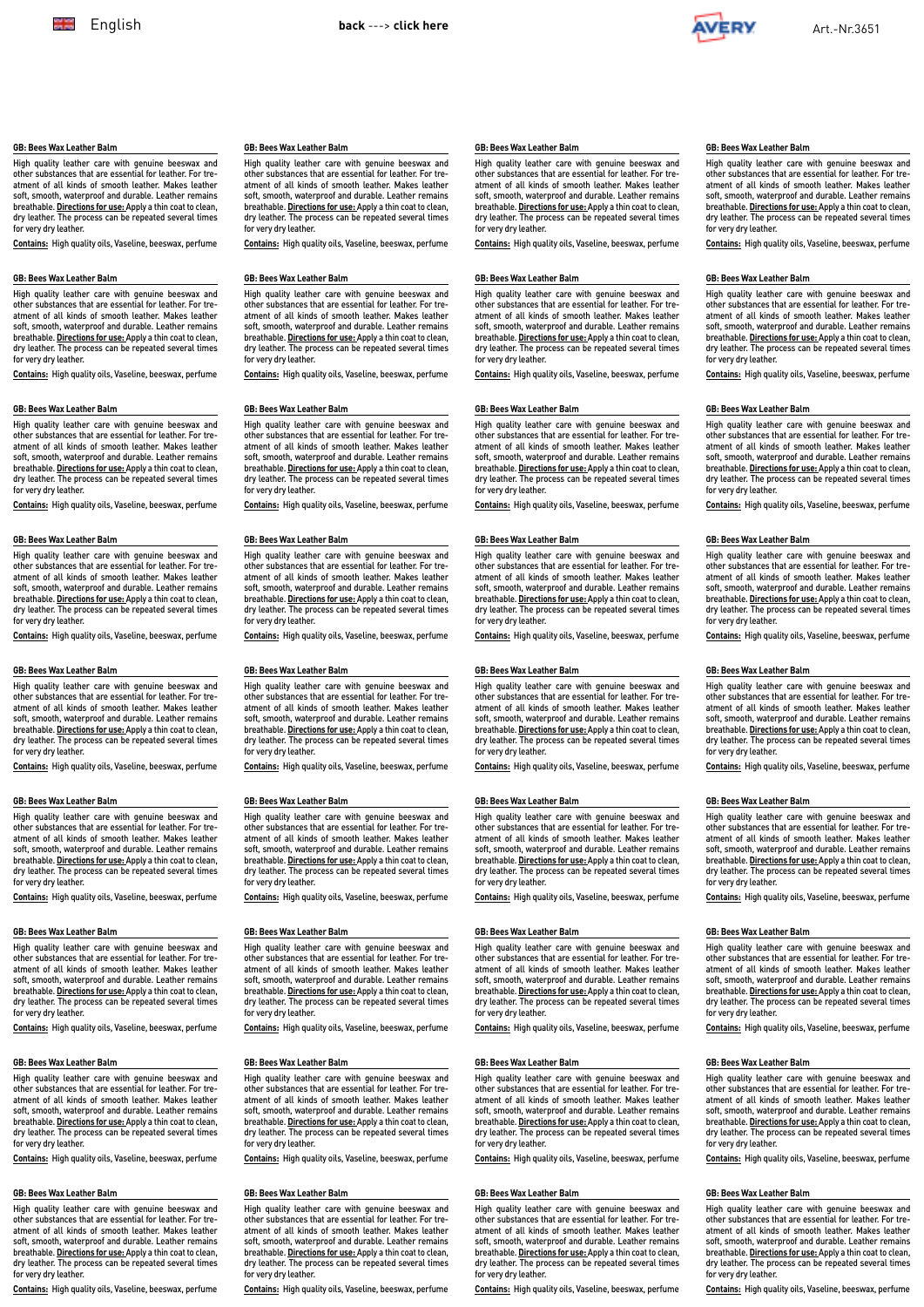English

back ---> click here

Art.-Nr.3651

### GB: Bees Wax Leather Balm

High quality leather care with genuine beeswax and other substances that are essential for leather. For treatment of all kinds of smooth leather. Makes leather soft, smooth, waterproof and durable. Leather remains breathable. **Directions for use:** Apply a thin coat to clean, dry leather. The process can be repeated several times for very dry leather.

**Contains:** High quality oils, Vaseline, beeswax, perfume

### GB: Bees Wax Leather Balm

High quality leather care with genuine beeswax and other substances that are essential for leather. For treatment of all kinds of smooth leather. Makes leather soft, smooth, waterproof and durable. Leather remains breathable. **Directions for use:** Apply a thin coat to clean, dry leather. The process can be repeated several times for very dry leather.

**Contains:** High quality oils, Vaseline, beeswax, perfume

### GB: Bees Wax Leather Balm

High quality leather care with genuine beeswax and other substances that are essential for leather. For treatment of all kinds of smooth leather. Makes leather soft, smooth, waterproof and durable. Leather remains breathable. **Directions for use:** Apply a thin coat to clean, dry leather. The process can be repeated several times for very dry leather.

**Contains:** High quality oils, Vaseline, beeswax, perfume

### GB: Bees Wax Leather Balm

High quality leather care with genuine beeswax and other substances that are essential for leather. For treatment of all kinds of smooth leather. Makes leather soft, smooth, waterproof and durable. Leather remains breathable. **Directions for use:** Apply a thin coat to clean, dry leather. The process can be repeated several times for very dry leather.

**Contains:** High quality oils, Vaseline, beeswax, perfume

### GB: Bees Wax Leather Balm

High quality leather care with genuine beeswax and other substances that are essential for leather. For treatment of all kinds of smooth leather. Makes leather soft, smooth, waterproof and durable. Leather remains breathable. **Directions for use:** Apply a thin coat to clean, dry leather. The process can be repeated several times for very dry leather.

**Contains:** High quality oils, Vaseline, beeswax, perfume

### GB: Bees Wax Leather Balm

High quality leather care with genuine beeswax and other substances that are essential for leather. For treatment of all kinds of smooth leather. Makes leather soft, smooth, waterproof and durable. Leather remains breathable. **Directions for use:** Apply a thin coat to clean, dry leather. The process can be repeated several times for very dry leather.

**Contains:** High quality oils, Vaseline, beeswax, perfume

### GB: Bees Wax Leather Balm

High quality leather care with genuine beeswax and other substances that are essential for leather. For treatment of all kinds of smooth leather. Makes leather soft, smooth, waterproof and durable. Leather remains breathable. **Directions for use:** Apply a thin coat to clean, dry leather. The process can be repeated several times for very dry leather.

**Contains:** High quality oils, Vaseline, beeswax, perfume

### GB: Bees Wax Leather Balm

High quality leather care with genuine beeswax and other substances that are essential for leather. For treatment of all kinds of smooth leather. Makes leather soft, smooth, waterproof and durable. Leather remains breathable. **Directions for use:** Apply a thin coat to clean, dry leather. The process can be repeated several times for very dry leather.

**Contains:** High quality oils, Vaseline, beeswax, perfume

### GB: Bees Wax Leather Balm

High quality leather care with genuine beeswax and other substances that are essential for leather. For treatment of all kinds of smooth leather. Makes leather soft, smooth, waterproof and durable. Leather remains breathable. **Directions for use:** Apply a thin coat to clean, dry leather. The process can be repeated several times for very dry leather.

**Contains:** High quality oils, Vaseline, beeswax, perfume

### GB: Bees Wax Leather Balm

High quality leather care with genuine beeswax and other substances that are essential for leather. For treatment of all kinds of smooth leather. Makes leather soft, smooth, waterproof and durable. Leather remains breathable. **Directions for use:** Apply a thin coat to clean, dry leather. The process can be repeated several times for very dry leather.

**Contains:** High quality oils, Vaseline, beeswax, perfume

### GB: Bees Wax Leather Balm

High quality leather care with genuine beeswax and other substances that are essential for leather. For treatment of all kinds of smooth leather. Makes leather soft, smooth, waterproof and durable. Leather remains breathable. **Directions for use:** Apply a thin coat to clean, dry leather. The process can be repeated several times for very dry leather.

**Contains:** High quality oils, Vaseline, beeswax, perfume

### GB: Bees Wax Leather Balm

High quality leather care with genuine beeswax and other substances that are essential for leather. For treatment of all kinds of smooth leather. Makes leather soft, smooth, waterproof and durable. Leather remains breathable. **Directions for use:** Apply a thin coat to clean, dry leather. The process can be repeated several times for very dry leather.

**Contains:** High quality oils, Vaseline, beeswax, perfume

### GB: Bees Wax Leather Balm

High quality leather care with genuine beeswax and other substances that are essential for leather. For treatment of all kinds of smooth leather. Makes leather soft, smooth, waterproof and durable. Leather remains breathable. **Directions for use:** Apply a thin coat to clean, dry leather. The process can be repeated several times for very dry leather.

**Contains:** High quality oils, Vaseline, beeswax, perfume

### GB: Bees Wax Leather Balm

High quality leather care with genuine beeswax and other substances that are essential for leather. For treatment of all kinds of smooth leather. Makes leather soft, smooth, waterproof and durable. Leather remains breathable. **Directions for use:** Apply a thin coat to clean, dry leather. The process can be repeated several times for very dry leather.

**Contains:** High quality oils, Vaseline, beeswax, perfume

### GB: Bees Wax Leather Balm

High quality leather care with genuine beeswax and other substances that are essential for leather. For treatment of all kinds of smooth leather. Makes leather soft, smooth, waterproof and durable. Leather remains breathable. **Directions for use:** Apply a thin coat to clean, dry leather. The process can be repeated several times for very dry leather.

**Contains:** High quality oils, Vaseline, beeswax, perfume

### GB: Bees Wax Leather Balm

High quality leather care with genuine beeswax and other substances that are essential for leather. For treatment of all kinds of smooth leather. Makes leather soft, smooth, waterproof and durable. Leather remains breathable. **Directions for use:** Apply a thin coat to clean, dry leather. The process can be repeated several times for very dry leather.

**Contains:** High quality oils, Vaseline, beeswax, perfume

### GB: Bees Wax Leather Balm

High quality leather care with genuine beeswax and other substances that are essential for leather. For treatment of all kinds of smooth leather. Makes leather soft, smooth, waterproof and durable. Leather remains breathable. **Directions for use:** Apply a thin coat to clean, dry leather. The process can be repeated several times for very dry leather.

**Contains:** High quality oils, Vaseline, beeswax, perfume

### GB: Bees Wax Leather Balm

High quality leather care with genuine beeswax and other substances that are essential for leather. For treatment of all kinds of smooth leather. Makes leather soft, smooth, waterproof and durable. Leather remains breathable. **Directions for use:** Apply a thin coat to clean, dry leather. The process can be repeated several times for very dry leather.

**Contains:** High quality oils, Vaseline, beeswax, perfume

### GB: Bees Wax Leather Balm

High quality leather care with genuine beeswax and other substances that are essential for leather. For treatment of all kinds of smooth leather. Makes leather soft, smooth, waterproof and durable. Leather remains breathable. **Directions for use:** Apply a thin coat to clean, dry leather. The process can be repeated several times for very dry leather.

**Contains:** High quality oils, Vaseline, beeswax, perfume

### GB: Bees Wax Leather Balm

High quality leather care with genuine beeswax and other substances that are essential for leather. For treatment of all kinds of smooth leather. Makes leather soft, smooth, waterproof and durable. Leather remains breathable. **Directions for use:** Apply a thin coat to clean, dry leather. The process can be repeated several times for very dry leather.

**Contains:** High quality oils, Vaseline, beeswax, perfume

### GB: Bees Wax Leather Balm

High quality leather care with genuine beeswax and other substances that are essential for leather. For treatment of all kinds of smooth leather. Makes leather soft, smooth, waterproof and durable. Leather remains breathable. **Directions for use:** Apply a thin coat to clean, dry leather. The process can be repeated several times for very dry leather.

**Contains:** High quality oils, Vaseline, beeswax, perfume

### GB: Bees Wax Leather Balm

High quality leather care with genuine beeswax and other substances that are essential for leather. For treatment of all kinds of smooth leather. Makes leather soft, smooth, waterproof and durable. Leather remains breathable. **Directions for use:** Apply a thin coat to clean, dry leather. The process can be repeated several times for very dry leather.

**Contains:** High quality oils, Vaseline, beeswax, perfume

### GB: Bees Wax Leather Balm

High quality leather care with genuine beeswax and other substances that are essential for leather. For treatment of all kinds of smooth leather. Makes leather soft, smooth, waterproof and durable. Leather remains breathable. **Directions for use:** Apply a thin coat to clean, dry leather. The process can be repeated several times for very dry leather.

**Contains:** High quality oils, Vaseline, beeswax, perfume

### GB: Bees Wax Leather Balm

High quality leather care with genuine beeswax and other substances that are essential for leather. For treatment of all kinds of smooth leather. Makes leather soft, smooth, waterproof and durable. Leather remains breathable. **Directions for use:** Apply a thin coat to clean, dry leather. The process can be repeated several times for very dry leather.

**Contains:** High quality oils, Vaseline, beeswax, perfume

### GB: Bees Wax Leather Balm

High quality leather care with genuine beeswax and other substances that are essential for leather. For treatment of all kinds of smooth leather. Makes leather soft, smooth, waterproof and durable. Leather remains breathable. **Directions for use:** Apply a thin coat to clean, dry leather. The process can be repeated several times for very dry leather.

**Contains:** High quality oils, Vaseline, beeswax, perfume

### GB: Bees Wax Leather Balm

High quality leather care with genuine beeswax and other substances that are essential for leather. For treatment of all kinds of smooth leather. Makes leather soft, smooth, waterproof and durable. Leather remains breathable. **Directions for use:** Apply a thin coat to clean, dry leather. The process can be repeated several times for very dry leather.

**Contains:** High quality oils, Vaseline, beeswax, perfume

### GB: Bees Wax Leather Balm

High quality leather care with genuine beeswax and other substances that are essential for leather. For treatment of all kinds of smooth leather. Makes leather soft, smooth, waterproof and durable. Leather remains breathable. **Directions for use:** Apply a thin coat to clean, dry leather. The process can be repeated several times for very dry leather.

**Contains:** High quality oils, Vaseline, beeswax, perfume

### GB: Bees Wax Leather Balm

High quality leather care with genuine beeswax and other substances that are essential for leather. For treatment of all kinds of smooth leather. Makes leather soft, smooth, waterproof and durable. Leather remains breathable. **Directions for use:** Apply a thin coat to clean, dry leather. The process can be repeated several times for very dry leather.

**Contains:** High quality oils, Vaseline, beeswax, perfume

### GB: Bees Wax Leather Balm

High quality leather care with genuine beeswax and other substances that are essential for leather. For treatment of all kinds of smooth leather. Makes leather soft, smooth, waterproof and durable. Leather remains breathable. **Directions for use:** Apply a thin coat to clean, dry leather. The process can be repeated several times for very dry leather.

**Contains:** High quality oils, Vaseline, beeswax, perfume

### GB: Bees Wax Leather Balm

High quality leather care with genuine beeswax and other substances that are essential for leather. For treatment of all kinds of smooth leather. Makes leather soft, smooth, waterproof and durable. Leather remains breathable. **Directions for use:** Apply a thin coat to clean, dry leather. The process can be repeated several times for very dry leather.

**Contains:** High quality oils, Vaseline, beeswax, perfume

### GB: Bees Wax Leather Balm

High quality leather care with genuine beeswax and other substances that are essential for leather. For treatment of all kinds of smooth leather. Makes leather soft, smooth, waterproof and durable. Leather remains breathable. **Directions for use:** Apply a thin coat to clean, dry leather. The process can be repeated several times for very dry leather.

**Contains:** High quality oils, Vaseline, beeswax, perfume

### GB: Bees Wax Leather Balm

High quality leather care with genuine beeswax and other substances that are essential for leather. For treatment of all kinds of smooth leather. Makes leather soft, smooth, waterproof and durable. Leather remains breathable. **Directions for use:** Apply a thin coat to clean, dry leather. The process can be repeated several times for very dry leather.

**Contains:** High quality oils, Vaseline, beeswax, perfume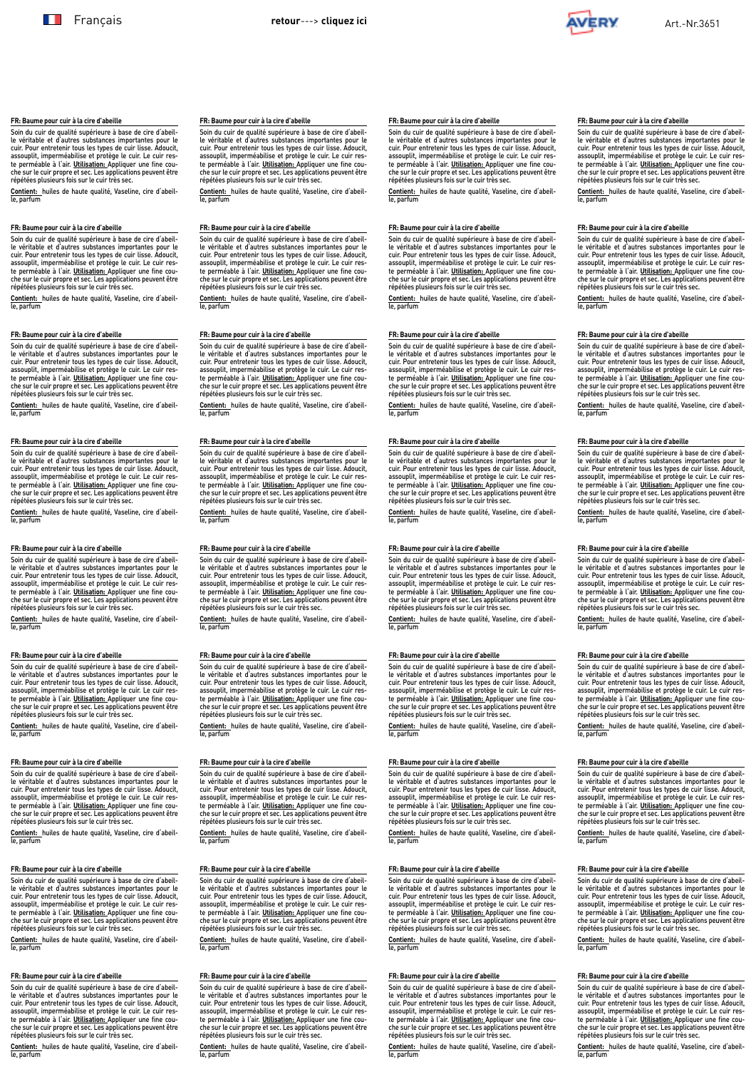**FR: Baume pour cuir à la cire d'abeille**

Soin du cuir de qualité supérieure à base de cire d'abeille véritable et d'autres substances importantes pour le cuir. Pour entretenir tous les types de cuir lisse. Adoucit, assouplit, imperméabilise et protège le cuir. Le cuir reste perméable à l'air. **Utilisation:** Appliquer une fine couche sur le cuir propre et sec. Les applications peuvent être répétées plusieurs fois sur le cuir très sec.

**Contient:** huiles de haute qualité, Vaseline, cire d'abeille, parfum

**FR: Baume pour cuir à la cire d'abeille**

Soin du cuir de qualité supérieure à base de cire d'abeille véritable et d'autres substances importantes pour le cuir. Pour entretenir tous les types de cuir lisse. Adoucit, assouplit, imperméabilise et protège le cuir. Le cuir reste perméable à l'air. **Utilisation:** Appliquer une fine couche sur le cuir propre et sec. Les applications peuvent être répétées plusieurs fois sur le cuir très sec.

**Contient:** huiles de haute qualité, Vaseline, cire d'abeille, parfum

**FR: Baume pour cuir à la cire d'abeille**

Soin du cuir de qualité supérieure à base de cire d'abeille véritable et d'autres substances importantes pour le cuir. Pour entretenir tous les types de cuir lisse. Adoucit, assouplit, imperméabilise et protège le cuir. Le cuir reste perméable à l'air. **Utilisation:** Appliquer une fine couche sur le cuir propre et sec. Les applications peuvent être répétées plusieurs fois sur le cuir très sec.

**Contient:** huiles de haute qualité, Vaseline, cire d'abeille, parfum

**FR: Baume pour cuir à la cire d'abeille**

Soin du cuir de qualité supérieure à base de cire d'abeille véritable et d'autres substances importantes pour le cuir. Pour entretenir tous les types de cuir lisse. Adoucit, assouplit, imperméabilise et protège le cuir. Le cuir reste perméable à l'air. **Utilisation:** Appliquer une fine couche sur le cuir propre et sec. Les applications peuvent être répétées plusieurs fois sur le cuir très sec.

**Contient:** huiles de haute qualité, Vaseline, cire d'abeille, parfum

**FR: Baume pour cuir à la cire d'abeille**

Soin du cuir de qualité supérieure à base de cire d'abeille véritable et d'autres substances importantes pour le cuir. Pour entretenir tous les types de cuir lisse. Adoucit, assouplit, imperméabilise et protège le cuir. Le cuir reste perméable à l'air. **Utilisation:** Appliquer une fine couche sur le cuir propre et sec. Les applications peuvent être répétées plusieurs fois sur le cuir très sec.

**Contient:** huiles de haute qualité, Vaseline, cire d'abeille, parfum

**FR: Baume pour cuir à la cire d'abeille**

Soin du cuir de qualité supérieure à base de cire d'abeille véritable et d'autres substances importantes pour le cuir. Pour entretenir tous les types de cuir lisse. Adoucit, assouplit, imperméabilise et protège le cuir. Le cuir reste perméable à l'air. **Utilisation:** Appliquer une fine couche sur le cuir propre et sec. Les applications peuvent être répétées plusieurs fois sur le cuir très sec.

**Contient:** huiles de haute qualité, Vaseline, cire d'abeille, parfum

**FR: Baume pour cuir à la cire d'abeille**

Soin du cuir de qualité supérieure à base de cire d'abeille véritable et d'autres substances importantes pour le cuir. Pour entretenir tous les types de cuir lisse. Adoucit, assouplit, imperméabilise et protège le cuir. Le cuir reste perméable à l'air. **Utilisation:** Appliquer une fine couche sur le cuir propre et sec. Les applications peuvent être répétées plusieurs fois sur le cuir très sec.

**Contient:** huiles de haute qualité, Vaseline, cire d'abeille, parfum

**FR: Baume pour cuir à la cire d'abeille**

Soin du cuir de qualité supérieure à base de cire d'abeille véritable et d'autres substances importantes pour le cuir. Pour entretenir tous les types de cuir lisse. Adoucit, assouplit, imperméabilise et protège le cuir. Le cuir reste perméable à l'air. **Utilisation:** Appliquer une fine couche sur le cuir propre et sec. Les applications peuvent être répétées plusieurs fois sur le cuir très sec.

**Contient:** huiles de haute qualité, Vaseline, cire d'abeille, parfum

**FR: Baume pour cuir à la cire d'abeille**

Soin du cuir de qualité supérieure à base de cire d'abeille véritable et d'autres substances importantes pour le cuir. Pour entretenir tous les types de cuir lisse. Adoucit, assouplit, imperméabilise et protège le cuir. Le cuir reste perméable à l'air. **Utilisation:** Appliquer une fine couche sur le cuir propre et sec. Les applications peuvent être répétées plusieurs fois sur le cuir très sec.

**Contient:** huiles de haute qualité, Vaseline, cire d'abeille, parfum

**FR: Baume pour cuir à la cire d'abeille**

Soin du cuir de qualité supérieure à base de cire d'abeille véritable et d'autres substances importantes pour le cuir. Pour entretenir tous les types de cuir lisse. Adoucit, assouplit, imperméabilise et protège le cuir. Le cuir reste perméable à l'air. **Utilisation:** Appliquer une fine couche sur le cuir propre et sec. Les applications peuvent être répétées plusieurs fois sur le cuir très sec.

**Contient:** huiles de haute qualité, Vaseline, cire d'abeille, parfum

**FR: Baume pour cuir à la cire d'abeille**

Soin du cuir de qualité supérieure à base de cire d'abeille véritable et d'autres substances importantes pour le cuir. Pour entretenir tous les types de cuir lisse. Adoucit, assouplit, imperméabilise et protège le cuir. Le cuir reste perméable à l'air. **Utilisation:** Appliquer une fine couche sur le cuir propre et sec. Les applications peuvent être répétées plusieurs fois sur le cuir très sec.

**Contient:** huiles de haute qualité, Vaseline, cire d'abeille, parfum

**FR: Baume pour cuir à la cire d'abeille**

Soin du cuir de qualité supérieure à base de cire d'abeille véritable et d'autres substances importantes pour le cuir. Pour entretenir tous les types de cuir lisse. Adoucit, assouplit, imperméabilise et protège le cuir. Le cuir reste perméable à l'air. **Utilisation:** Appliquer une fine couche sur le cuir propre et sec. Les applications peuvent être répétées plusieurs fois sur le cuir très sec.

**Contient:** huiles de haute qualité, Vaseline, cire d'abeille, parfum

**FR: Baume pour cuir à la cire d'abeille**

Soin du cuir de qualité supérieure à base de cire d'abeille véritable et d'autres substances importantes pour le cuir. Pour entretenir tous les types de cuir lisse. Adoucit, assouplit, imperméabilise et protège le cuir. Le cuir reste perméable à l'air. **Utilisation:** Appliquer une fine couche sur le cuir propre et sec. Les applications peuvent être répétées plusieurs fois sur le cuir très sec.

**Contient:** huiles de haute qualité, Vaseline, cire d'abeille, parfum

**FR: Baume pour cuir à la cire d'abeille**

Soin du cuir de qualité supérieure à base de cire d'abeille véritable et d'autres substances importantes pour le cuir. Pour entretenir tous les types de cuir lisse. Adoucit, assouplit, imperméabilise et protège le cuir. Le cuir reste perméable à l'air. **Utilisation:** Appliquer une fine couche sur le cuir propre et sec. Les applications peuvent être répétées plusieurs fois sur le cuir très sec.

**Contient:** huiles de haute qualité, Vaseline, cire d'abeille, parfum

**FR: Baume pour cuir à la cire d'abeille**

Soin du cuir de qualité supérieure à base de cire d'abeille véritable et d'autres substances importantes pour le cuir. Pour entretenir tous les types de cuir lisse. Adoucit, assouplit, imperméabilise et protège le cuir. Le cuir reste perméable à l'air. **Utilisation:** Appliquer une fine couche sur le cuir propre et sec. Les applications peuvent être répétées plusieurs fois sur le cuir très sec.

**Contient:** huiles de haute qualité, Vaseline, cire d'abeille, parfum

**FR: Baume pour cuir à la cire d'abeille**

Soin du cuir de qualité supérieure à base de cire d'abeille véritable et d'autres substances importantes pour le cuir. Pour entretenir tous les types de cuir lisse. Adoucit, assouplit, imperméabilise et protège le cuir. Le cuir reste perméable à l'air. **Utilisation:** Appliquer une fine couche sur le cuir propre et sec. Les applications peuvent être répétées plusieurs fois sur le cuir très sec.

**Contient:** huiles de haute qualité, Vaseline, cire d'abeille, parfum

**FR: Baume pour cuir à la cire d'abeille**

Soin du cuir de qualité supérieure à base de cire d'abeille véritable et d'autres substances importantes pour le cuir. Pour entretenir tous les types de cuir lisse. Adoucit, assouplit, imperméabilise et protège le cuir. Le cuir reste perméable à l'air. **Utilisation:** Appliquer une fine couche sur le cuir propre et sec. Les applications peuvent être répétées plusieurs fois sur le cuir très sec.

**Contient:** huiles de haute qualité, Vaseline, cire d'abeille, parfum

**FR: Baume pour cuir à la cire d'abeille**

Soin du cuir de qualité supérieure à base de cire d'abeille véritable et d'autres substances importantes pour le cuir. Pour entretenir tous les types de cuir lisse. Adoucit, assouplit, imperméabilise et protège le cuir. Le cuir reste perméable à l'air. **Utilisation:** Appliquer une fine couche sur le cuir propre et sec. Les applications peuvent être répétées plusieurs fois sur le cuir très sec.

**Contient:** huiles de haute qualité, Vaseline, cire d'abeille, parfum

**FR: Baume pour cuir à la cire d'abeille**

Soin du cuir de qualité supérieure à base de cire d'abeille véritable et d'autres substances importantes pour le cuir. Pour entretenir tous les types de cuir lisse. Adoucit, assouplit, imperméabilise et protège le cuir. Le cuir reste perméable à l'air. **Utilisation:** Appliquer une fine couche sur le cuir propre et sec. Les applications peuvent être répétées plusieurs fois sur le cuir très sec.

**Contient:** huiles de haute qualité, Vaseline, cire d'abeille, parfum

**FR: Baume pour cuir à la cire d'abeille**

Soin du cuir de qualité supérieure à base de cire d'abeille véritable et d'autres substances importantes pour le cuir. Pour entretenir tous les types de cuir lisse. Adoucit, assouplit, imperméabilise et protège le cuir. Le cuir reste perméable à l'air. **Utilisation:** Appliquer une fine couche sur le cuir propre et sec. Les applications peuvent être répétées plusieurs fois sur le cuir très sec.

**Contient:** huiles de haute qualité, Vaseline, cire d'abeille, parfum

**FR: Baume pour cuir à la cire d'abeille**

Soin du cuir de qualité supérieure à base de cire d'abeille véritable et d'autres substances importantes pour le cuir. Pour entretenir tous les types de cuir lisse. Adoucit, assouplit, imperméabilise et protège le cuir. Le cuir reste perméable à l'air. **Utilisation:** Appliquer une fine couche sur le cuir propre et sec. Les applications peuvent être répétées plusieurs fois sur le cuir très sec.

**Contient:** huiles de haute qualité, Vaseline, cire d'abeille, parfum

**FR: Baume pour cuir à la cire d'abeille**

Soin du cuir de qualité supérieure à base de cire d'abeille véritable et d'autres substances importantes pour le cuir. Pour entretenir tous les types de cuir lisse. Adoucit, assouplit, imperméabilise et protège le cuir. Le cuir reste perméable à l'air. **Utilisation:** Appliquer une fine couche sur le cuir propre et sec. Les applications peuvent être répétées plusieurs fois sur le cuir très sec.

**Contient:** huiles de haute qualité, Vaseline, cire d'abeille, parfum

**FR: Baume pour cuir à la cire d'abeille**

Soin du cuir de qualité supérieure à base de cire d'abeille véritable et d'autres substances importantes pour le cuir. Pour entretenir tous les types de cuir lisse. Adoucit, assouplit, imperméabilise et protège le cuir. Le cuir reste perméable à l'air. **Utilisation:** Appliquer une fine couche sur le cuir propre et sec. Les applications peuvent être répétées plusieurs fois sur le cuir très sec.

**Contient:** huiles de haute qualité, Vaseline, cire d'abeille, parfum

**FR: Baume pour cuir à la cire d'abeille**

Soin du cuir de qualité supérieure à base de cire d'abeille véritable et d'autres substances importantes pour le cuir. Pour entretenir tous les types de cuir lisse. Adoucit, assouplit, imperméabilise et protège le cuir. Le cuir reste perméable à l'air. **Utilisation:** Appliquer une fine couche sur le cuir propre et sec. Les applications peuvent être répétées plusieurs fois sur le cuir très sec.

**Contient:** huiles de haute qualité, Vaseline, cire d'abeille, parfum

**FR: Baume pour cuir à la cire d'abeille**

Soin du cuir de qualité supérieure à base de cire d'abeille véritable et d'autres substances importantes pour le cuir. Pour entretenir tous les types de cuir lisse. Adoucit, assouplit, imperméabilise et protège le cuir. Le cuir reste perméable à l'air. **Utilisation:** Appliquer une fine couche sur le cuir propre et sec. Les applications peuvent être répétées plusieurs fois sur le cuir très sec.

**Contient:** huiles de haute qualité, Vaseline, cire d'abeille, parfum

**FR: Baume pour cuir à la cire d'abeille**

Soin du cuir de qualité supérieure à base de cire d'abeille véritable et d'autres substances importantes pour le cuir. Pour entretenir tous les types de cuir lisse. Adoucit, assouplit, imperméabilise et protège le cuir. Le cuir reste perméable à l'air. **Utilisation:** Appliquer une fine couche sur le cuir propre et sec. Les applications peuvent être répétées plusieurs fois sur le cuir très sec.

**Contient:** huiles de haute qualité, Vaseline, cire d'abeille, parfum

**FR: Baume pour cuir à la cire d'abeille**

Soin du cuir de qualité supérieure à base de cire d'abeille véritable et d'autres substances importantes pour le cuir. Pour entretenir tous les types de cuir lisse. Adoucit, assouplit, imperméabilise et protège le cuir. Le cuir reste perméable à l'air. **Utilisation:** Appliquer une fine couche sur le cuir propre et sec. Les applications peuvent être répétées plusieurs fois sur le cuir très sec.

**Contient:** huiles de haute qualité, Vaseline, cire d'abeille, parfum

**FR: Baume pour cuir à la cire d'abeille**

Soin du cuir de qualité supérieure à base de cire d'abeille véritable et d'autres substances importantes pour le cuir. Pour entretenir tous les types de cuir lisse. Adoucit, assouplit, imperméabilise et protège le cuir. Le cuir reste perméable à l'air. **Utilisation:** Appliquer une fine couche sur le cuir propre et sec. Les applications peuvent être répétées plusieurs fois sur le cuir très sec.

**Contient:** huiles de haute qualité, Vaseline, cire d'abeille, parfum

**FR: Baume pour cuir à la cire d'abeille**

Soin du cuir de qualité supérieure à base de cire d'abeille véritable et d'autres substances importantes pour le cuir. Pour entretenir tous les types de cuir lisse. Adoucit, assouplit, imperméabilise et protège le cuir. Le cuir reste perméable à l'air. **Utilisation:** Appliquer une fine couche sur le cuir propre et sec. Les applications peuvent être répétées plusieurs fois sur le cuir très sec.

**Contient:** huiles de haute qualité, Vaseline, cire d'abeille, parfum

**FR: Baume pour cuir à la cire d'abeille**

Soin du cuir de qualité supérieure à base de cire d'abeille véritable et d'autres substances importantes pour le cuir. Pour entretenir tous les types de cuir lisse. Adoucit, assouplit, imperméabilise et protège le cuir. Le cuir reste perméable à l'air. **Utilisation:** Appliquer une fine couche sur le cuir propre et sec. Les applications peuvent être répétées plusieurs fois sur le cuir très sec.

**Contient:** huiles de haute qualité, Vaseline, cire d'abeille, parfum

**FR: Baume pour cuir à la cire d'abeille**

Soin du cuir de qualité supérieure à base de cire d'abeille véritable et d'autres substances importantes pour le cuir. Pour entretenir tous les types de cuir lisse. Adoucit, assouplit, imperméabilise et protège le cuir. Le cuir reste perméable à l'air. **Utilisation:** Appliquer une fine couche sur le cuir propre et sec. Les applications peuvent être répétées plusieurs fois sur le cuir très sec.

**Contient:** huiles de haute qualité, Vaseline, cire d'abeille, parfum

**FR: Baume pour cuir à la cire d'abeille**

Soin du cuir de qualité supérieure à base de cire d'abeille véritable et d'autres substances importantes pour le cuir. Pour entretenir tous les types de cuir lisse. Adoucit, assouplit, imperméabilise et protège le cuir. Le cuir reste perméable à l'air. **Utilisation:** Appliquer une fine couche sur le cuir propre et sec. Les applications peuvent être répétées plusieurs fois sur le cuir très sec.

**Contient:** huiles de haute qualité, Vaseline, cire d'abeille, parfum

**FR: Baume pour cuir à la cire d'abeille**

Soin du cuir de qualité supérieure à base de cire d'abeille véritable et d'autres substances importantes pour le cuir. Pour entretenir tous les types de cuir lisse. Adoucit, assouplit, imperméabilise et protège le cuir. Le cuir reste perméable à l'air. **Utilisation:** Appliquer une fine couche sur le cuir propre et sec. Les applications peuvent être répétées plusieurs fois sur le cuir très sec.

**Contient:** huiles de haute qualité, Vaseline, cire d'abeille, parfum

**FR: Baume pour cuir à la cire d'abeille**

Soin du cuir de qualité supérieure à base de cire d'abeille véritable et d'autres substances importantes pour le cuir. Pour entretenir tous les types de cuir lisse. Adoucit, assouplit, imperméabilise et protège le cuir. Le cuir reste perméable à l'air. **Utilisation:** Appliquer une fine couche sur le cuir propre et sec. Les applications peuvent être répétées plusieurs fois sur le cuir très sec.

**Contient:** huiles de haute qualité, Vaseline, cire d'abeille, parfum

**FR: Baume pour cuir à la cire d'abeille**

Soin du cuir de qualité supérieure à base de cire d'abeille véritable et d'autres substances importantes pour le cuir. Pour entretenir tous les types de cuir lisse. Adoucit, assouplit, imperméabilise et protège le cuir. Le cuir reste perméable à l'air. **Utilisation:** Appliquer une fine couche sur le cuir propre et sec. Les applications peuvent être répétées plusieurs fois sur le cuir très sec.

**Contient:** huiles de haute qualité, Vaseline, cire d'abeille, parfum

**FR: Baume pour cuir à la cire d'abeille**

Soin du cuir de qualité supérieure à base de cire d'abeille véritable et d'autres substances importantes pour le cuir. Pour entretenir tous les types de cuir lisse. Adoucit, assouplit, imperméabilise et protège le cuir. Le cuir reste perméable à l'air. **Utilisation:** Appliquer une fine couche sur le cuir propre et sec. Les applications peuvent être répétées plusieurs fois sur le cuir très sec.

**Contient:** huiles de haute qualité, Vaseline, cire d'abeille, parfum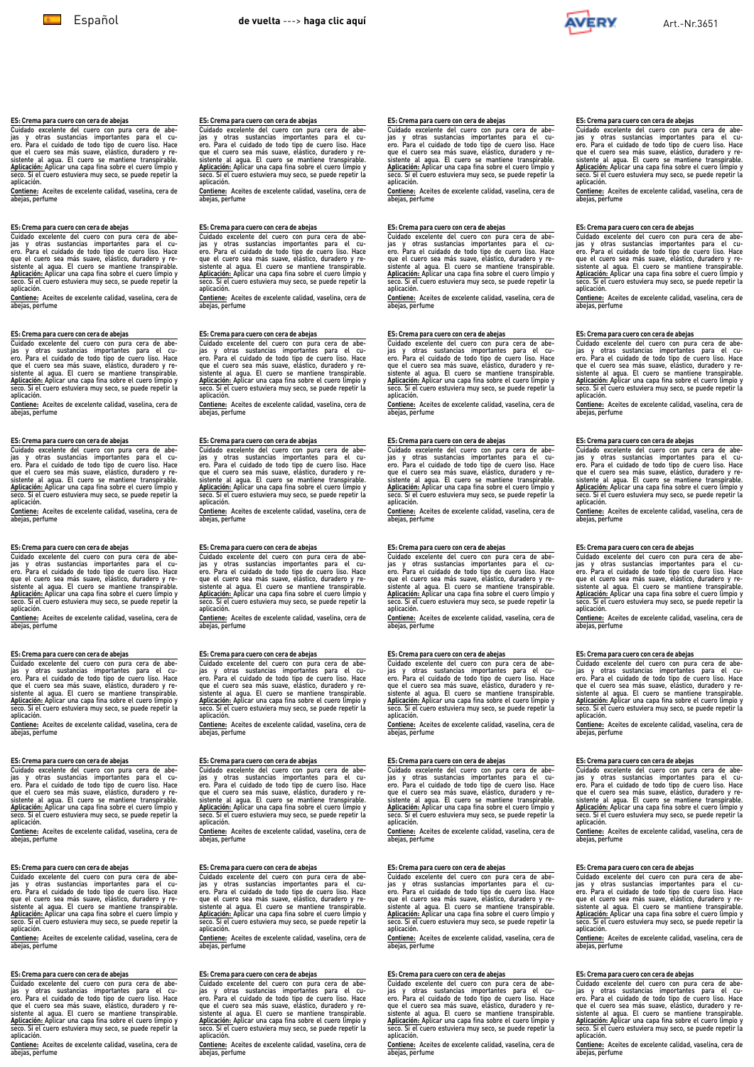**ES: Crema para cuero con cera de abejas**
Cuidado excelente del cuero con pura cera de abejas y otras sustancias importantes para el cuero. Para el cuidado de todo tipo de cuero liso. Hace que el cuero sea más suave, elástico, duradero y resistente al agua. El cuero se mantiene transpirable. **Aplicación:** Aplicar una capa fina sobre el cuero limpio y seco. Si el cuero estuviera muy seco, se puede repetir la aplicación.
**Contiene:** Aceites de excelente calidad, vaselina, cera de abejas, perfume

**ES: Crema para cuero con cera de abejas**
Cuidado excelente del cuero con pura cera de abejas y otras sustancias importantes para el cuero. Para el cuidado de todo tipo de cuero liso. Hace que el cuero sea más suave, elástico, duradero y resistente al agua. El cuero se mantiene transpirable. **Aplicación:** Aplicar una capa fina sobre el cuero limpio y seco. Si el cuero estuviera muy seco, se puede repetir la aplicación.
**Contiene:** Aceites de excelente calidad, vaselina, cera de abejas, perfume

**ES: Crema para cuero con cera de abejas**
Cuidado excelente del cuero con pura cera de abejas y otras sustancias importantes para el cuero. Para el cuidado de todo tipo de cuero liso. Hace que el cuero sea más suave, elástico, duradero y resistente al agua. El cuero se mantiene transpirable. **Aplicación:** Aplicar una capa fina sobre el cuero limpio y seco. Si el cuero estuviera muy seco, se puede repetir la aplicación.
**Contiene:** Aceites de excelente calidad, vaselina, cera de abejas, perfume

**ES: Crema para cuero con cera de abejas**
Cuidado excelente del cuero con pura cera de abejas y otras sustancias importantes para el cuero. Para el cuidado de todo tipo de cuero liso. Hace que el cuero sea más suave, elástico, duradero y resistente al agua. El cuero se mantiene transpirable. **Aplicación:** Aplicar una capa fina sobre el cuero limpio y seco. Si el cuero estuviera muy seco, se puede repetir la aplicación.
**Contiene:** Aceites de excelente calidad, vaselina, cera de abejas, perfume

**ES: Crema para cuero con cera de abejas**
Cuidado excelente del cuero con pura cera de abejas y otras sustancias importantes para el cuero. Para el cuidado de todo tipo de cuero liso. Hace que el cuero sea más suave, elástico, duradero y resistente al agua. El cuero se mantiene transpirable. **Aplicación:** Aplicar una capa fina sobre el cuero limpio y seco. Si el cuero estuviera muy seco, se puede repetir la aplicación.
**Contiene:** Aceites de excelente calidad, vaselina, cera de abejas, perfume

**ES: Crema para cuero con cera de abejas**
Cuidado excelente del cuero con pura cera de abejas y otras sustancias importantes para el cuero. Para el cuidado de todo tipo de cuero liso. Hace que el cuero sea más suave, elástico, duradero y resistente al agua. El cuero se mantiene transpirable. **Aplicación:** Aplicar una capa fina sobre el cuero limpio y seco. Si el cuero estuviera muy seco, se puede repetir la aplicación.
**Contiene:** Aceites de excelente calidad, vaselina, cera de abejas, perfume

**ES: Crema para cuero con cera de abejas**
Cuidado excelente del cuero con pura cera de abejas y otras sustancias importantes para el cuero. Para el cuidado de todo tipo de cuero liso. Hace que el cuero sea más suave, elástico, duradero y resistente al agua. El cuero se mantiene transpirable. **Aplicación:** Aplicar una capa fina sobre el cuero limpio y seco. Si el cuero estuviera muy seco, se puede repetir la aplicación.
**Contiene:** Aceites de excelente calidad, vaselina, cera de abejas, perfume

**ES: Crema para cuero con cera de abejas**
Cuidado excelente del cuero con pura cera de abejas y otras sustancias importantes para el cuero. Para el cuidado de todo tipo de cuero liso. Hace que el cuero sea más suave, elástico, duradero y resistente al agua. El cuero se mantiene transpirable. **Aplicación:** Aplicar una capa fina sobre el cuero limpio y seco. Si el cuero estuviera muy seco, se puede repetir la aplicación.
**Contiene:** Aceites de excelente calidad, vaselina, cera de abejas, perfume

**ES: Crema para cuero con cera de abejas**
Cuidado excelente del cuero con pura cera de abejas y otras sustancias importantes para el cuero. Para el cuidado de todo tipo de cuero liso. Hace que el cuero sea más suave, elástico, duradero y resistente al agua. El cuero se mantiene transpirable. **Aplicación:** Aplicar una capa fina sobre el cuero limpio y seco. Si el cuero estuviera muy seco, se puede repetir la aplicación.
**Contiene:** Aceites de excelente calidad, vaselina, cera de abejas, perfume

**ES: Crema para cuero con cera de abejas**
Cuidado excelente del cuero con pura cera de abejas y otras sustancias importantes para el cuero. Para el cuidado de todo tipo de cuero liso. Hace que el cuero sea más suave, elástico, duradero y resistente al agua. El cuero se mantiene transpirable. **Aplicación:** Aplicar una capa fina sobre el cuero limpio y seco. Si el cuero estuviera muy seco, se puede repetir la aplicación.
**Contiene:** Aceites de excelente calidad, vaselina, cera de abejas, perfume

**ES: Crema para cuero con cera de abejas**
Cuidado excelente del cuero con pura cera de abejas y otras sustancias importantes para el cuero. Para el cuidado de todo tipo de cuero liso. Hace que el cuero sea más suave, elástico, duradero y resistente al agua. El cuero se mantiene transpirable. **Aplicación:** Aplicar una capa fina sobre el cuero limpio y seco. Si el cuero estuviera muy seco, se puede repetir la aplicación.
**Contiene:** Aceites de excelente calidad, vaselina, cera de abejas, perfume

**ES: Crema para cuero con cera de abejas**
Cuidado excelente del cuero con pura cera de abejas y otras sustancias importantes para el cuero. Para el cuidado de todo tipo de cuero liso. Hace que el cuero sea más suave, elástico, duradero y resistente al agua. El cuero se mantiene transpirable. **Aplicación:** Aplicar una capa fina sobre el cuero limpio y seco. Si el cuero estuviera muy seco, se puede repetir la aplicación.
**Contiene:** Aceites de excelente calidad, vaselina, cera de abejas, perfume

**ES: Crema para cuero con cera de abejas**
Cuidado excelente del cuero con pura cera de abejas y otras sustancias importantes para el cuero. Para el cuidado de todo tipo de cuero liso. Hace que el cuero sea más suave, elástico, duradero y resistente al agua. El cuero se mantiene transpirable. **Aplicación:** Aplicar una capa fina sobre el cuero limpio y seco. Si el cuero estuviera muy seco, se puede repetir la aplicación.
**Contiene:** Aceites de excelente calidad, vaselina, cera de abejas, perfume

**ES: Crema para cuero con cera de abejas**
Cuidado excelente del cuero con pura cera de abejas y otras sustancias importantes para el cuero. Para el cuidado de todo tipo de cuero liso. Hace que el cuero sea más suave, elástico, duradero y resistente al agua. El cuero se mantiene transpirable. **Aplicación:** Aplicar una capa fina sobre el cuero limpio y seco. Si el cuero estuviera muy seco, se puede repetir la aplicación.
**Contiene:** Aceites de excelente calidad, vaselina, cera de abejas, perfume

**ES: Crema para cuero con cera de abejas**
Cuidado excelente del cuero con pura cera de abejas y otras sustancias importantes para el cuero. Para el cuidado de todo tipo de cuero liso. Hace que el cuero sea más suave, elástico, duradero y resistente al agua. El cuero se mantiene transpirable. **Aplicación:** Aplicar una capa fina sobre el cuero limpio y seco. Si el cuero estuviera muy seco, se puede repetir la aplicación.
**Contiene:** Aceites de excelente calidad, vaselina, cera de abejas, perfume

**ES: Crema para cuero con cera de abejas**
Cuidado excelente del cuero con pura cera de abejas y otras sustancias importantes para el cuero. Para el cuidado de todo tipo de cuero liso. Hace que el cuero sea más suave, elástico, duradero y resistente al agua. El cuero se mantiene transpirable. **Aplicación:** Aplicar una capa fina sobre el cuero limpio y seco. Si el cuero estuviera muy seco, se puede repetir la aplicación.
**Contiene:** Aceites de excelente calidad, vaselina, cera de abejas, perfume

**ES: Crema para cuero con cera de abejas**
Cuidado excelente del cuero con pura cera de abejas y otras sustancias importantes para el cuero. Para el cuidado de todo tipo de cuero liso. Hace que el cuero sea más suave, elástico, duradero y resistente al agua. El cuero se mantiene transpirable. **Aplicación:** Aplicar una capa fina sobre el cuero limpio y seco. Si el cuero estuviera muy seco, se puede repetir la aplicación.
**Contiene:** Aceites de excelente calidad, vaselina, cera de abejas, perfume

**ES: Crema para cuero con cera de abejas**
Cuidado excelente del cuero con pura cera de abejas y otras sustancias importantes para el cuero. Para el cuidado de todo tipo de cuero liso. Hace que el cuero sea más suave, elástico, duradero y resistente al agua. El cuero se mantiene transpirable. **Aplicación:** Aplicar una capa fina sobre el cuero limpio y seco. Si el cuero estuviera muy seco, se puede repetir la aplicación.
**Contiene:** Aceites de excelente calidad, vaselina, cera de abejas, perfume

**ES: Crema para cuero con cera de abejas**
Cuidado excelente del cuero con pura cera de abejas y otras sustancias importantes para el cuero. Para el cuidado de todo tipo de cuero liso. Hace que el cuero sea más suave, elástico, duradero y resistente al agua. El cuero se mantiene transpirable. **Aplicación:** Aplicar una capa fina sobre el cuero limpio y seco. Si el cuero estuviera muy seco, se puede repetir la aplicación.
**Contiene:** Aceites de excelente calidad, vaselina, cera de abejas, perfume

**ES: Crema para cuero con cera de abejas**
Cuidado excelente del cuero con pura cera de abejas y otras sustancias importantes para el cuero. Para el cuidado de todo tipo de cuero liso. Hace que el cuero sea más suave, elástico, duradero y resistente al agua. El cuero se mantiene transpirable. **Aplicación:** Aplicar una capa fina sobre el cuero limpio y seco. Si el cuero estuviera muy seco, se puede repetir la aplicación.
**Contiene:** Aceites de excelente calidad, vaselina, cera de abejas, perfume

**ES: Crema para cuero con cera de abejas**
Cuidado excelente del cuero con pura cera de abejas y otras sustancias importantes para el cuero. Para el cuidado de todo tipo de cuero liso. Hace que el cuero sea más suave, elástico, duradero y resistente al agua. El cuero se mantiene transpirable. **Aplicación:** Aplicar una capa fina sobre el cuero limpio y seco. Si el cuero estuviera muy seco, se puede repetir la aplicación.
**Contiene:** Aceites de excelente calidad, vaselina, cera de abejas, perfume

**ES: Crema para cuero con cera de abejas**
Cuidado excelente del cuero con pura cera de abejas y otras sustancias importantes para el cuero. Para el cuidado de todo tipo de cuero liso. Hace que el cuero sea más suave, elástico, duradero y resistente al agua. El cuero se mantiene transpirable. **Aplicación:** Aplicar una capa fina sobre el cuero limpio y seco. Si el cuero estuviera muy seco, se puede repetir la aplicación.
**Contiene:** Aceites de excelente calidad, vaselina, cera de abejas, perfume

**ES: Crema para cuero con cera de abejas**
Cuidado excelente del cuero con pura cera de abejas y otras sustancias importantes para el cuero. Para el cuidado de todo tipo de cuero liso. Hace que el cuero sea más suave, elástico, duradero y resistente al agua. El cuero se mantiene transpirable. **Aplicación:** Aplicar una capa fina sobre el cuero limpio y seco. Si el cuero estuviera muy seco, se puede repetir la aplicación.
**Contiene:** Aceites de excelente calidad, vaselina, cera de abejas, perfume

**ES: Crema para cuero con cera de abejas**
Cuidado excelente del cuero con pura cera de abejas y otras sustancias importantes para el cuero. Para el cuidado de todo tipo de cuero liso. Hace que el cuero sea más suave, elástico, duradero y resistente al agua. El cuero se mantiene transpirable. **Aplicación:** Aplicar una capa fina sobre el cuero limpio y seco. Si el cuero estuviera muy seco, se puede repetir la aplicación.
**Contiene:** Aceites de excelente calidad, vaselina, cera de abejas, perfume

**ES: Crema para cuero con cera de abejas**
Cuidado excelente del cuero con pura cera de abejas y otras sustancias importantes para el cuero. Para el cuidado de todo tipo de cuero liso. Hace que el cuero sea más suave, elástico, duradero y resistente al agua. El cuero se mantiene transpirable. **Aplicación:** Aplicar una capa fina sobre el cuero limpio y seco. Si el cuero estuviera muy seco, se puede repetir la aplicación.
**Contiene:** Aceites de excelente calidad, vaselina, cera de abejas, perfume

**ES: Crema para cuero con cera de abejas**
Cuidado excelente del cuero con pura cera de abejas y otras sustancias importantes para el cuero. Para el cuidado de todo tipo de cuero liso. Hace que el cuero sea más suave, elástico, duradero y resistente al agua. El cuero se mantiene transpirable. **Aplicación:** Aplicar una capa fina sobre el cuero limpio y seco. Si el cuero estuviera muy seco, se puede repetir la aplicación.
**Contiene:** Aceites de excelente calidad, vaselina, cera de abejas, perfume

**ES: Crema para cuero con cera de abejas**
Cuidado excelente del cuero con pura cera de abejas y otras sustancias importantes para el cuero. Para el cuidado de todo tipo de cuero liso. Hace que el cuero sea más suave, elástico, duradero y resistente al agua. El cuero se mantiene transpirable. **Aplicación:** Aplicar una capa fina sobre el cuero limpio y seco. Si el cuero estuviera muy seco, se puede repetir la aplicación.
**Contiene:** Aceites de excelente calidad, vaselina, cera de abejas, perfume

**ES: Crema para cuero con cera de abejas**
Cuidado excelente del cuero con pura cera de abejas y otras sustancias importantes para el cuero. Para el cuidado de todo tipo de cuero liso. Hace que el cuero sea más suave, elástico, duradero y resistente al agua. El cuero se mantiene transpirable. **Aplicación:** Aplicar una capa fina sobre el cuero limpio y seco. Si el cuero estuviera muy seco, se puede repetir la aplicación.
**Contiene:** Aceites de excelente calidad, vaselina, cera de abejas, perfume

**ES: Crema para cuero con cera de abejas**
Cuidado excelente del cuero con pura cera de abejas y otras sustancias importantes para el cuero. Para el cuidado de todo tipo de cuero liso. Hace que el cuero sea más suave, elástico, duradero y resistente al agua. El cuero se mantiene transpirable. **Aplicación:** Aplicar una capa fina sobre el cuero limpio y seco. Si el cuero estuviera muy seco, se puede repetir la aplicación.
**Contiene:** Aceites de excelente calidad, vaselina, cera de abejas, perfume

**ES: Crema para cuero con cera de abejas**
Cuidado excelente del cuero con pura cera de abejas y otras sustancias importantes para el cuero. Para el cuidado de todo tipo de cuero liso. Hace que el cuero sea más suave, elástico, duradero y resistente al agua. El cuero se mantiene transpirable. **Aplicación:** Aplicar una capa fina sobre el cuero limpio y seco. Si el cuero estuviera muy seco, se puede repetir la aplicación.
**Contiene:** Aceites de excelente calidad, vaselina, cera de abejas, perfume

**ES: Crema para cuero con cera de abejas**
Cuidado excelente del cuero con pura cera de abejas y otras sustancias importantes para el cuero. Para el cuidado de todo tipo de cuero liso. Hace que el cuero sea más suave, elástico, duradero y resistente al agua. El cuero se mantiene transpirable. **Aplicación:** Aplicar una capa fina sobre el cuero limpio y seco. Si el cuero estuviera muy seco, se puede repetir la aplicación.
**Contiene:** Aceites de excelente calidad, vaselina, cera de abejas, perfume

**ES: Crema para cuero con cera de abejas**
Cuidado excelente del cuero con pura cera de abejas y otras sustancias importantes para el cuero. Para el cuidado de todo tipo de cuero liso. Hace que el cuero sea más suave, elástico, duradero y resistente al agua. El cuero se mantiene transpirable. **Aplicación:** Aplicar una capa fina sobre el cuero limpio y seco. Si el cuero estuviera muy seco, se puede repetir la aplicación.
**Contiene:** Aceites de excelente calidad, vaselina, cera de abejas, perfume

**ES: Crema para cuero con cera de abejas**
Cuidado excelente del cuero con pura cera de abejas y otras sustancias importantes para el cuero. Para el cuidado de todo tipo de cuero liso. Hace que el cuero sea más suave, elástico, duradero y resistente al agua. El cuero se mantiene transpirable. **Aplicación:** Aplicar una capa fina sobre el cuero limpio y seco. Si el cuero estuviera muy seco, se puede repetir la aplicación.
**Contiene:** Aceites de excelente calidad, vaselina, cera de abejas, perfume

**ES: Crema para cuero con cera de abejas**
Cuidado excelente del cuero con pura cera de abejas y otras sustancias importantes para el cuero. Para el cuidado de todo tipo de cuero liso. Hace que el cuero sea más suave, elástico, duradero y resistente al agua. El cuero se mantiene transpirable. **Aplicación:** Aplicar una capa fina sobre el cuero limpio y seco. Si el cuero estuviera muy seco, se puede repetir la aplicación.
**Contiene:** Aceites de excelente calidad, vaselina, cera de abejas, perfume

**ES: Crema para cuero con cera de abejas**
Cuidado excelente del cuero con pura cera de abejas y otras sustancias importantes para el cuero. Para el cuidado de todo tipo de cuero liso. Hace que el cuero sea más suave, elástico, duradero y resistente al agua. El cuero se mantiene transpirable. **Aplicación:** Aplicar una capa fina sobre el cuero limpio y seco. Si el cuero estuviera muy seco, se puede repetir la aplicación.
**Contiene:** Aceites de excelente calidad, vaselina, cera de abejas, perfume

**ES: Crema para cuero con cera de abejas**
Cuidado excelente del cuero con pura cera de abejas y otras sustancias importantes para el cuero. Para el cuidado de todo tipo de cuero liso. Hace que el cuero sea más suave, elástico, duradero y resistente al agua. El cuero se mantiene transpirable. **Aplicación:** Aplicar una capa fina sobre el cuero limpio y seco. Si el cuero estuviera muy seco, se puede repetir la aplicación.
**Contiene:** Aceites de excelente calidad, vaselina, cera de abejas, perfume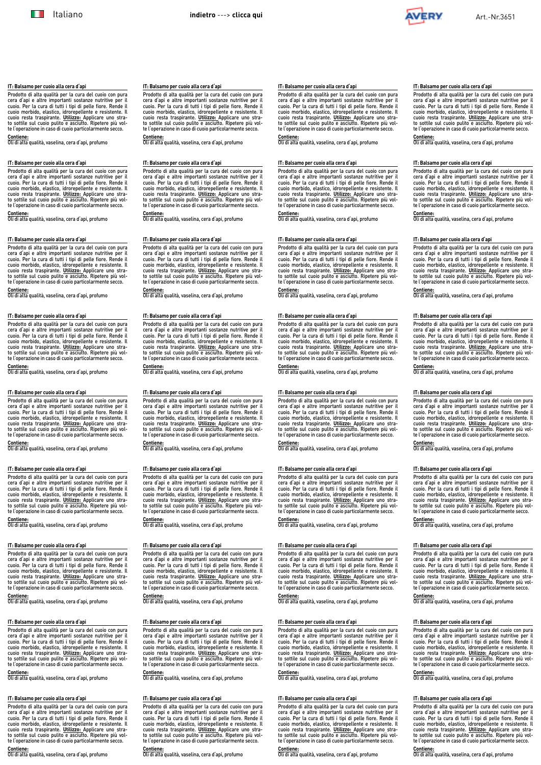Italiano

**indietro ---> clicca qui**

Art.-Nr.3651

**IT: Balsamo per cuoio alla cera d'api**

Prodotto di alta qualità per la cura del cuoio con pura cera d'api e altre importanti sostanze nutritive per il cuoio. Per la cura di tutti i tipi di pelle fiore. Rende il cuoio morbido, elastico, idrorepellente e resistente. Il cuoio resta traspirante. **Utilizzo:** Applicare uno strato sottile sul cuoio pulito e asciutto. Ripetere più volte l'operazione in caso di cuoio particolarmente secco.

**Contiene:**
Oli di alta qualità, vaselina, cera d'api, profumo

**IT: Balsamo per cuoio alla cera d'api**

Prodotto di alta qualità per la cura del cuoio con pura cera d'api e altre importanti sostanze nutritive per il cuoio. Per la cura di tutti i tipi di pelle fiore. Rende il cuoio morbido, elastico, idrorepellente e resistente. Il cuoio resta traspirante. **Utilizzo:** Applicare uno strato sottile sul cuoio pulito e asciutto. Ripetere più volte l'operazione in caso di cuoio particolarmente secco.

**Contiene:**
Oli di alta qualità, vaselina, cera d'api, profumo

**IT: Balsamo per cuoio alla cera d'api**

Prodotto di alta qualità per la cura del cuoio con pura cera d'api e altre importanti sostanze nutritive per il cuoio. Per la cura di tutti i tipi di pelle fiore. Rende il cuoio morbido, elastico, idrorepellente e resistente. Il cuoio resta traspirante. **Utilizzo:** Applicare uno strato sottile sul cuoio pulito e asciutto. Ripetere più volte l'operazione in caso di cuoio particolarmente secco.

**Contiene:**
Oli di alta qualità, vaselina, cera d'api, profumo

**IT: Balsamo per cuoio alla cera d'api**

Prodotto di alta qualità per la cura del cuoio con pura cera d'api e altre importanti sostanze nutritive per il cuoio. Per la cura di tutti i tipi di pelle fiore. Rende il cuoio morbido, elastico, idrorepellente e resistente. Il cuoio resta traspirante. **Utilizzo:** Applicare uno strato sottile sul cuoio pulito e asciutto. Ripetere più volte l'operazione in caso di cuoio particolarmente secco.

**Contiene:**
Oli di alta qualità, vaselina, cera d'api, profumo

**IT: Balsamo per cuoio alla cera d'api**

Prodotto di alta qualità per la cura del cuoio con pura cera d'api e altre importanti sostanze nutritive per il cuoio. Per la cura di tutti i tipi di pelle fiore. Rende il cuoio morbido, elastico, idrorepellente e resistente. Il cuoio resta traspirante. **Utilizzo:** Applicare uno strato sottile sul cuoio pulito e asciutto. Ripetere più volte l'operazione in caso di cuoio particolarmente secco.

**Contiene:**
Oli di alta qualità, vaselina, cera d'api, profumo

**IT: Balsamo per cuoio alla cera d'api**

Prodotto di alta qualità per la cura del cuoio con pura cera d'api e altre importanti sostanze nutritive per il cuoio. Per la cura di tutti i tipi di pelle fiore. Rende il cuoio morbido, elastico, idrorepellente e resistente. Il cuoio resta traspirante. **Utilizzo:** Applicare uno strato sottile sul cuoio pulito e asciutto. Ripetere più volte l'operazione in caso di cuoio particolarmente secco.

**Contiene:**
Oli di alta qualità, vaselina, cera d'api, profumo

**IT: Balsamo per cuoio alla cera d'api**

Prodotto di alta qualità per la cura del cuoio con pura cera d'api e altre importanti sostanze nutritive per il cuoio. Per la cura di tutti i tipi di pelle fiore. Rende il cuoio morbido, elastico, idrorepellente e resistente. Il cuoio resta traspirante. **Utilizzo:** Applicare uno strato sottile sul cuoio pulito e asciutto. Ripetere più volte l'operazione in caso di cuoio particolarmente secco.

**Contiene:**
Oli di alta qualità, vaselina, cera d'api, profumo

**IT: Balsamo per cuoio alla cera d'api**

Prodotto di alta qualità per la cura del cuoio con pura cera d'api e altre importanti sostanze nutritive per il cuoio. Per la cura di tutti i tipi di pelle fiore. Rende il cuoio morbido, elastico, idrorepellente e resistente. Il cuoio resta traspirante. **Utilizzo:** Applicare uno strato sottile sul cuoio pulito e asciutto. Ripetere più volte l'operazione in caso di cuoio particolarmente secco.

**Contiene:**
Oli di alta qualità, vaselina, cera d'api, profumo

**IT: Balsamo per cuoio alla cera d'api**

Prodotto di alta qualità per la cura del cuoio con pura cera d'api e altre importanti sostanze nutritive per il cuoio. Per la cura di tutti i tipi di pelle fiore. Rende il cuoio morbido, elastico, idrorepellente e resistente. Il cuoio resta traspirante. **Utilizzo:** Applicare uno strato sottile sul cuoio pulito e asciutto. Ripetere più volte l'operazione in caso di cuoio particolarmente secco.

**Contiene:**
Oli di alta qualità, vaselina, cera d'api, profumo

**IT: Balsamo per cuoio alla cera d'api**

Prodotto di alta qualità per la cura del cuoio con pura cera d'api e altre importanti sostanze nutritive per il cuoio. Per la cura di tutti i tipi di pelle fiore. Rende il cuoio morbido, elastico, idrorepellente e resistente. Il cuoio resta traspirante. **Utilizzo:** Applicare uno strato sottile sul cuoio pulito e asciutto. Ripetere più volte l'operazione in caso di cuoio particolarmente secco.

**Contiene:**
Oli di alta qualità, vaselina, cera d'api, profumo

**IT: Balsamo per cuoio alla cera d'api**

Prodotto di alta qualità per la cura del cuoio con pura cera d'api e altre importanti sostanze nutritive per il cuoio. Per la cura di tutti i tipi di pelle fiore. Rende il cuoio morbido, elastico, idrorepellente e resistente. Il cuoio resta traspirante. **Utilizzo:** Applicare uno strato sottile sul cuoio pulito e asciutto. Ripetere più volte l'operazione in caso di cuoio particolarmente secco.

**Contiene:**
Oli di alta qualità, vaselina, cera d'api, profumo

**IT: Balsamo per cuoio alla cera d'api**

Prodotto di alta qualità per la cura del cuoio con pura cera d'api e altre importanti sostanze nutritive per il cuoio. Per la cura di tutti i tipi di pelle fiore. Rende il cuoio morbido, elastico, idrorepellente e resistente. Il cuoio resta traspirante. **Utilizzo:** Applicare uno strato sottile sul cuoio pulito e asciutto. Ripetere più volte l'operazione in caso di cuoio particolarmente secco.

**Contiene:**
Oli di alta qualità, vaselina, cera d'api, profumo

**IT: Balsamo per cuoio alla cera d'api**

Prodotto di alta qualità per la cura del cuoio con pura cera d'api e altre importanti sostanze nutritive per il cuoio. Per la cura di tutti i tipi di pelle fiore. Rende il cuoio morbido, elastico, idrorepellente e resistente. Il cuoio resta traspirante. **Utilizzo:** Applicare uno strato sottile sul cuoio pulito e asciutto. Ripetere più volte l'operazione in caso di cuoio particolarmente secco.

**Contiene:**
Oli di alta qualità, vaselina, cera d'api, profumo

**IT: Balsamo per cuoio alla cera d'api**

Prodotto di alta qualità per la cura del cuoio con pura cera d'api e altre importanti sostanze nutritive per il cuoio. Per la cura di tutti i tipi di pelle fiore. Rende il cuoio morbido, elastico, idrorepellente e resistente. Il cuoio resta traspirante. **Utilizzo:** Applicare uno strato sottile sul cuoio pulito e asciutto. Ripetere più volte l'operazione in caso di cuoio particolarmente secco.

**Contiene:**
Oli di alta qualità, vaselina, cera d'api, profumo

**IT: Balsamo per cuoio alla cera d'api**

Prodotto di alta qualità per la cura del cuoio con pura cera d'api e altre importanti sostanze nutritive per il cuoio. Per la cura di tutti i tipi di pelle fiore. Rende il cuoio morbido, elastico, idrorepellente e resistente. Il cuoio resta traspirante. **Utilizzo:** Applicare uno strato sottile sul cuoio pulito e asciutto. Ripetere più volte l'operazione in caso di cuoio particolarmente secco.

**Contiene:**
Oli di alta qualità, vaselina, cera d'api, profumo

**IT: Balsamo per cuoio alla cera d'api**

Prodotto di alta qualità per la cura del cuoio con pura cera d'api e altre importanti sostanze nutritive per il cuoio. Per la cura di tutti i tipi di pelle fiore. Rende il cuoio morbido, elastico, idrorepellente e resistente. Il cuoio resta traspirante. **Utilizzo:** Applicare uno strato sottile sul cuoio pulito e asciutto. Ripetere più volte l'operazione in caso di cuoio particolarmente secco.

**Contiene:**
Oli di alta qualità, vaselina, cera d'api, profumo

**IT: Balsamo per cuoio alla cera d'api**

Prodotto di alta qualità per la cura del cuoio con pura cera d'api e altre importanti sostanze nutritive per il cuoio. Per la cura di tutti i tipi di pelle fiore. Rende il cuoio morbido, elastico, idrorepellente e resistente. Il cuoio resta traspirante. **Utilizzo:** Applicare uno strato sottile sul cuoio pulito e asciutto. Ripetere più volte l'operazione in caso di cuoio particolarmente secco.

**Contiene:**
Oli di alta qualità, vaselina, cera d'api, profumo

**IT: Balsamo per cuoio alla cera d'api**

Prodotto di alta qualità per la cura del cuoio con pura cera d'api e altre importanti sostanze nutritive per il cuoio. Per la cura di tutti i tipi di pelle fiore. Rende il cuoio morbido, elastico, idrorepellente e resistente. Il cuoio resta traspirante. **Utilizzo:** Applicare uno strato sottile sul cuoio pulito e asciutto. Ripetere più volte l'operazione in caso di cuoio particolarmente secco.

**Contiene:**
Oli di alta qualità, vaselina, cera d'api, profumo

**IT: Balsamo per cuoio alla cera d'api**

Prodotto di alta qualità per la cura del cuoio con pura cera d'api e altre importanti sostanze nutritive per il cuoio. Per la cura di tutti i tipi di pelle fiore. Rende il cuoio morbido, elastico, idrorepellente e resistente. Il cuoio resta traspirante. **Utilizzo:** Applicare uno strato sottile sul cuoio pulito e asciutto. Ripetere più volte l'operazione in caso di cuoio particolarmente secco.

**Contiene:**
Oli di alta qualità, vaselina, cera d'api, profumo

**IT: Balsamo per cuoio alla cera d'api**

Prodotto di alta qualità per la cura del cuoio con pura cera d'api e altre importanti sostanze nutritive per il cuoio. Per la cura di tutti i tipi di pelle fiore. Rende il cuoio morbido, elastico, idrorepellente e resistente. Il cuoio resta traspirante. **Utilizzo:** Applicare uno strato sottile sul cuoio pulito e asciutto. Ripetere più volte l'operazione in caso di cuoio particolarmente secco.

**Contiene:**
Oli di alta qualità, vaselina, cera d'api, profumo

**IT: Balsamo per cuoio alla cera d'api**

Prodotto di alta qualità per la cura del cuoio con pura cera d'api e altre importanti sostanze nutritive per il cuoio. Per la cura di tutti i tipi di pelle fiore. Rende il cuoio morbido, elastico, idrorepellente e resistente. Il cuoio resta traspirante. **Utilizzo:** Applicare uno strato sottile sul cuoio pulito e asciutto. Ripetere più volte l'operazione in caso di cuoio particolarmente secco.

**Contiene:**
Oli di alta qualità, vaselina, cera d'api, profumo

**IT: Balsamo per cuoio alla cera d'api**

Prodotto di alta qualità per la cura del cuoio con pura cera d'api e altre importanti sostanze nutritive per il cuoio. Per la cura di tutti i tipi di pelle fiore. Rende il cuoio morbido, elastico, idrorepellente e resistente. Il cuoio resta traspirante. **Utilizzo:** Applicare uno strato sottile sul cuoio pulito e asciutto. Ripetere più volte l'operazione in caso di cuoio particolarmente secco.

**Contiene:**
Oli di alta qualità, vaselina, cera d'api, profumo

**IT: Balsamo per cuoio alla cera d'api**

Prodotto di alta qualità per la cura del cuoio con pura cera d'api e altre importanti sostanze nutritive per il cuoio. Per la cura di tutti i tipi di pelle fiore. Rende il cuoio morbido, elastico, idrorepellente e resistente. Il cuoio resta traspirante. **Utilizzo:** Applicare uno strato sottile sul cuoio pulito e asciutto. Ripetere più volte l'operazione in caso di cuoio particolarmente secco.

**Contiene:**
Oli di alta qualità, vaselina, cera d'api, profumo

**IT: Balsamo per cuoio alla cera d'api**

Prodotto di alta qualità per la cura del cuoio con pura cera d'api e altre importanti sostanze nutritive per il cuoio. Per la cura di tutti i tipi di pelle fiore. Rende il cuoio morbido, elastico, idrorepellente e resistente. Il cuoio resta traspirante. **Utilizzo:** Applicare uno strato sottile sul cuoio pulito e asciutto. Ripetere più volte l'operazione in caso di cuoio particolarmente secco.

**Contiene:**
Oli di alta qualità, vaselina, cera d'api, profumo

**IT: Balsamo per cuoio alla cera d'api**

Prodotto di alta qualità per la cura del cuoio con pura cera d'api e altre importanti sostanze nutritive per il cuoio. Per la cura di tutti i tipi di pelle fiore. Rende il cuoio morbido, elastico, idrorepellente e resistente. Il cuoio resta traspirante. **Utilizzo:** Applicare uno strato sottile sul cuoio pulito e asciutto. Ripetere più volte l'operazione in caso di cuoio particolarmente secco.

**Contiene:**
Oli di alta qualità, vaselina, cera d'api, profumo

**IT: Balsamo per cuoio alla cera d'api**

Prodotto di alta qualità per la cura del cuoio con pura cera d'api e altre importanti sostanze nutritive per il cuoio. Per la cura di tutti i tipi di pelle fiore. Rende il cuoio morbido, elastico, idrorepellente e resistente. Il cuoio resta traspirante. **Utilizzo:** Applicare uno strato sottile sul cuoio pulito e asciutto. Ripetere più volte l'operazione in caso di cuoio particolarmente secco.

**Contiene:**
Oli di alta qualità, vaselina, cera d'api, profumo

**IT: Balsamo per cuoio alla cera d'api**

Prodotto di alta qualità per la cura del cuoio con pura cera d'api e altre importanti sostanze nutritive per il cuoio. Per la cura di tutti i tipi di pelle fiore. Rende il cuoio morbido, elastico, idrorepellente e resistente. Il cuoio resta traspirante. **Utilizzo:** Applicare uno strato sottile sul cuoio pulito e asciutto. Ripetere più volte l'operazione in caso di cuoio particolarmente secco.

**Contiene:**
Oli di alta qualità, vaselina, cera d'api, profumo

**IT: Balsamo per cuoio alla cera d'api**

Prodotto di alta qualità per la cura del cuoio con pura cera d'api e altre importanti sostanze nutritive per il cuoio. Per la cura di tutti i tipi di pelle fiore. Rende il cuoio morbido, elastico, idrorepellente e resistente. Il cuoio resta traspirante. **Utilizzo:** Applicare uno strato sottile sul cuoio pulito e asciutto. Ripetere più volte l'operazione in caso di cuoio particolarmente secco.

**Contiene:**
Oli di alta qualità, vaselina, cera d'api, profumo

**IT: Balsamo per cuoio alla cera d'api**

Prodotto di alta qualità per la cura del cuoio con pura cera d'api e altre importanti sostanze nutritive per il cuoio. Per la cura di tutti i tipi di pelle fiore. Rende il cuoio morbido, elastico, idrorepellente e resistente. Il cuoio resta traspirante. **Utilizzo:** Applicare uno strato sottile sul cuoio pulito e asciutto. Ripetere più volte l'operazione in caso di cuoio particolarmente secco.

**Contiene:**
Oli di alta qualità, vaselina, cera d'api, profumo

**IT: Balsamo per cuoio alla cera d'api**

Prodotto di alta qualità per la cura del cuoio con pura cera d'api e altre importanti sostanze nutritive per il cuoio. Per la cura di tutti i tipi di pelle fiore. Rende il cuoio morbido, elastico, idrorepellente e resistente. Il cuoio resta traspirante. **Utilizzo:** Applicare uno strato sottile sul cuoio pulito e asciutto. Ripetere più volte l'operazione in caso di cuoio particolarmente secco.

**Contiene:**
Oli di alta qualità, vaselina, cera d'api, profumo

**IT: Balsamo per cuoio alla cera d'api**

Prodotto di alta qualità per la cura del cuoio con pura cera d'api e altre importanti sostanze nutritive per il cuoio. Per la cura di tutti i tipi di pelle fiore. Rende il cuoio morbido, elastico, idrorepellente e resistente. Il cuoio resta traspirante. **Utilizzo:** Applicare uno strato sottile sul cuoio pulito e asciutto. Ripetere più volte l'operazione in caso di cuoio particolarmente secco.

**Contiene:**
Oli di alta qualità, vaselina, cera d'api, profumo

**IT: Balsamo per cuoio alla cera d'api**

Prodotto di alta qualità per la cura del cuoio con pura cera d'api e altre importanti sostanze nutritive per il cuoio. Per la cura di tutti i tipi di pelle fiore. Rende il cuoio morbido, elastico, idrorepellente e resistente. Il cuoio resta traspirante. **Utilizzo:** Applicare uno strato sottile sul cuoio pulito e asciutto. Ripetere più volte l'operazione in caso di cuoio particolarmente secco.

**Contiene:**
Oli di alta qualità, vaselina, cera d'api, profumo

**IT: Balsamo per cuoio alla cera d'api**

Prodotto di alta qualità per la cura del cuoio con pura cera d'api e altre importanti sostanze nutritive per il cuoio. Per la cura di tutti i tipi di pelle fiore. Rende il cuoio morbido, elastico, idrorepellente e resistente. Il cuoio resta traspirante. **Utilizzo:** Applicare uno strato sottile sul cuoio pulito e asciutto. Ripetere più volte l'operazione in caso di cuoio particolarmente secco.

**Contiene:**
Oli di alta qualità, vaselina, cera d'api, profumo

**IT: Balsamo per cuoio alla cera d'api**

Prodotto di alta qualità per la cura del cuoio con pura cera d'api e altre importanti sostanze nutritive per il cuoio. Per la cura di tutti i tipi di pelle fiore. Rende il cuoio morbido, elastico, idrorepellente e resistente. Il cuoio resta traspirante. **Utilizzo:** Applicare uno strato sottile sul cuoio pulito e asciutto. Ripetere più volte l'operazione in caso di cuoio particolarmente secco.

**Contiene:**
Oli di alta qualità, vaselina, cera d'api, profumo

**IT: Balsamo per cuoio alla cera d'api**

Prodotto di alta qualità per la cura del cuoio con pura cera d'api e altre importanti sostanze nutritive per il cuoio. Per la cura di tutti i tipi di pelle fiore. Rende il cuoio morbido, elastico, idrorepellente e resistente. Il cuoio resta traspirante. **Utilizzo:** Applicare uno strato sottile sul cuoio pulito e asciutto. Ripetere più volte l'operazione in caso di cuoio particolarmente secco.

**Contiene:**
Oli di alta qualità, vaselina, cera d'api, profumo

**IT: Balsamo per cuoio alla cera d'api**

Prodotto di alta qualità per la cura del cuoio con pura cera d'api e altre importanti sostanze nutritive per il cuoio. Per la cura di tutti i tipi di pelle fiore. Rende il cuoio morbido, elastico, idrorepellente e resistente. Il cuoio resta traspirante. **Utilizzo:** Applicare uno strato sottile sul cuoio pulito e asciutto. Ripetere più volte l'operazione in caso di cuoio particolarmente secco.

**Contiene:**
Oli di alta qualità, vaselina, cera d'api, profumo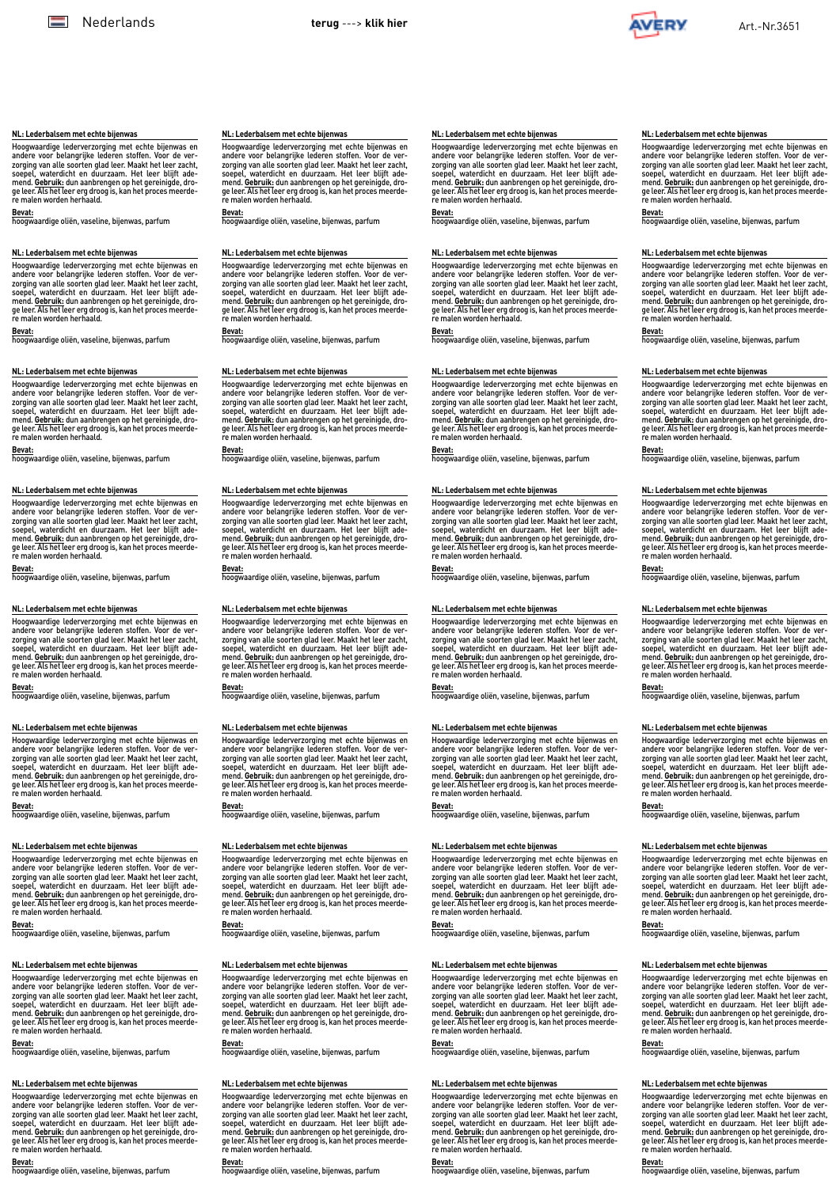Nederlands **terug** ---> **klik hier** Art.-Nr.3651

**NL: Lederbalsem met echte bijenwas**

Hoogwaardige lederverzorging met echte bijenwas en andere voor belangrijke lederen stoffen. Voor de verzorging van alle soorten glad leer. Maakt het leer zacht, soepel, waterdicht en duurzaam. Het leer blijft ademend. **Gebruik:** dun aanbrengen op het gereinigde, droge leer. Als het leer erg droog is, kan het proces meerdere malen worden herhaald.

**Bevat:**
hoogwaardige oliën, vaseline, bijenwas, parfum

**NL: Lederbalsem met echte bijenwas**

Hoogwaardige lederverzorging met echte bijenwas en andere voor belangrijke lederen stoffen. Voor de verzorging van alle soorten glad leer. Maakt het leer zacht, soepel, waterdicht en duurzaam. Het leer blijft ademend. **Gebruik:** dun aanbrengen op het gereinigde, droge leer. Als het leer erg droog is, kan het proces meerdere malen worden herhaald.

**Bevat:**
hoogwaardige oliën, vaseline, bijenwas, parfum

**NL: Lederbalsem met echte bijenwas**

Hoogwaardige lederverzorging met echte bijenwas en andere voor belangrijke lederen stoffen. Voor de verzorging van alle soorten glad leer. Maakt het leer zacht, soepel, waterdicht en duurzaam. Het leer blijft ademend. **Gebruik:** dun aanbrengen op het gereinigde, droge leer. Als het leer erg droog is, kan het proces meerdere malen worden herhaald.

**Bevat:**
hoogwaardige oliën, vaseline, bijenwas, parfum

**NL: Lederbalsem met echte bijenwas**

Hoogwaardige lederverzorging met echte bijenwas en andere voor belangrijke lederen stoffen. Voor de verzorging van alle soorten glad leer. Maakt het leer zacht, soepel, waterdicht en duurzaam. Het leer blijft ademend. **Gebruik:** dun aanbrengen op het gereinigde, droge leer. Als het leer erg droog is, kan het proces meerdere malen worden herhaald.

**Bevat:**
hoogwaardige oliën, vaseline, bijenwas, parfum

**NL: Lederbalsem met echte bijenwas**

Hoogwaardige lederverzorging met echte bijenwas en andere voor belangrijke lederen stoffen. Voor de verzorging van alle soorten glad leer. Maakt het leer zacht, soepel, waterdicht en duurzaam. Het leer blijft ademend. **Gebruik:** dun aanbrengen op het gereinigde, droge leer. Als het leer erg droog is, kan het proces meerdere malen worden herhaald.

**Bevat:**
hoogwaardige oliën, vaseline, bijenwas, parfum

**NL: Lederbalsem met echte bijenwas**

Hoogwaardige lederverzorging met echte bijenwas en andere voor belangrijke lederen stoffen. Voor de verzorging van alle soorten glad leer. Maakt het leer zacht, soepel, waterdicht en duurzaam. Het leer blijft ademend. **Gebruik:** dun aanbrengen op het gereinigde, droge leer. Als het leer erg droog is, kan het proces meerdere malen worden herhaald.

**Bevat:**
hoogwaardige oliën, vaseline, bijenwas, parfum

**NL: Lederbalsem met echte bijenwas**

Hoogwaardige lederverzorging met echte bijenwas en andere voor belangrijke lederen stoffen. Voor de verzorging van alle soorten glad leer. Maakt het leer zacht, soepel, waterdicht en duurzaam. Het leer blijft ademend. **Gebruik:** dun aanbrengen op het gereinigde, droge leer. Als het leer erg droog is, kan het proces meerdere malen worden herhaald.

**Bevat:**
hoogwaardige oliën, vaseline, bijenwas, parfum

**NL: Lederbalsem met echte bijenwas**

Hoogwaardige lederverzorging met echte bijenwas en andere voor belangrijke lederen stoffen. Voor de verzorging van alle soorten glad leer. Maakt het leer zacht, soepel, waterdicht en duurzaam. Het leer blijft ademend. **Gebruik:** dun aanbrengen op het gereinigde, droge leer. Als het leer erg droog is, kan het proces meerdere malen worden herhaald.

**Bevat:**
hoogwaardige oliën, vaseline, bijenwas, parfum

**NL: Lederbalsem met echte bijenwas**

Hoogwaardige lederverzorging met echte bijenwas en andere voor belangrijke lederen stoffen. Voor de verzorging van alle soorten glad leer. Maakt het leer zacht, soepel, waterdicht en duurzaam. Het leer blijft ademend. **Gebruik:** dun aanbrengen op het gereinigde, droge leer. Als het leer erg droog is, kan het proces meerdere malen worden herhaald.

**Bevat:**
hoogwaardige oliën, vaseline, bijenwas, parfum

**NL: Lederbalsem met echte bijenwas**

Hoogwaardige lederverzorging met echte bijenwas en andere voor belangrijke lederen stoffen. Voor de verzorging van alle soorten glad leer. Maakt het leer zacht, soepel, waterdicht en duurzaam. Het leer blijft ademend. **Gebruik:** dun aanbrengen op het gereinigde, droge leer. Als het leer erg droog is, kan het proces meerdere malen worden herhaald.

**Bevat:**
hoogwaardige oliën, vaseline, bijenwas, parfum

**NL: Lederbalsem met echte bijenwas**

Hoogwaardige lederverzorging met echte bijenwas en andere voor belangrijke lederen stoffen. Voor de verzorging van alle soorten glad leer. Maakt het leer zacht, soepel, waterdicht en duurzaam. Het leer blijft ademend. **Gebruik:** dun aanbrengen op het gereinigde, droge leer. Als het leer erg droog is, kan het proces meerdere malen worden herhaald.

**Bevat:**
hoogwaardige oliën, vaseline, bijenwas, parfum

**NL: Lederbalsem met echte bijenwas**

Hoogwaardige lederverzorging met echte bijenwas en andere voor belangrijke lederen stoffen. Voor de verzorging van alle soorten glad leer. Maakt het leer zacht, soepel, waterdicht en duurzaam. Het leer blijft ademend. **Gebruik:** dun aanbrengen op het gereinigde, droge leer. Als het leer erg droog is, kan het proces meerdere malen worden herhaald.

**Bevat:**
hoogwaardige oliën, vaseline, bijenwas, parfum

**NL: Lederbalsem met echte bijenwas**

Hoogwaardige lederverzorging met echte bijenwas en andere voor belangrijke lederen stoffen. Voor de verzorging van alle soorten glad leer. Maakt het leer zacht, soepel, waterdicht en duurzaam. Het leer blijft ademend. **Gebruik:** dun aanbrengen op het gereinigde, droge leer. Als het leer erg droog is, kan het proces meerdere malen worden herhaald.

**Bevat:**
hoogwaardige oliën, vaseline, bijenwas, parfum

**NL: Lederbalsem met echte bijenwas**

Hoogwaardige lederverzorging met echte bijenwas en andere voor belangrijke lederen stoffen. Voor de verzorging van alle soorten glad leer. Maakt het leer zacht, soepel, waterdicht en duurzaam. Het leer blijft ademend. **Gebruik:** dun aanbrengen op het gereinigde, droge leer. Als het leer erg droog is, kan het proces meerdere malen worden herhaald.

**Bevat:**
hoogwaardige oliën, vaseline, bijenwas, parfum

**NL: Lederbalsem met echte bijenwas**

Hoogwaardige lederverzorging met echte bijenwas en andere voor belangrijke lederen stoffen. Voor de verzorging van alle soorten glad leer. Maakt het leer zacht, soepel, waterdicht en duurzaam. Het leer blijft ademend. **Gebruik:** dun aanbrengen op het gereinigde, droge leer. Als het leer erg droog is, kan het proces meerdere malen worden herhaald.

**Bevat:**
hoogwaardige oliën, vaseline, bijenwas, parfum

**NL: Lederbalsem met echte bijenwas**

Hoogwaardige lederverzorging met echte bijenwas en andere voor belangrijke lederen stoffen. Voor de verzorging van alle soorten glad leer. Maakt het leer zacht, soepel, waterdicht en duurzaam. Het leer blijft ademend. **Gebruik:** dun aanbrengen op het gereinigde, droge leer. Als het leer erg droog is, kan het proces meerdere malen worden herhaald.

**Bevat:**
hoogwaardige oliën, vaseline, bijenwas, parfum

**NL: Lederbalsem met echte bijenwas**

Hoogwaardige lederverzorging met echte bijenwas en andere voor belangrijke lederen stoffen. Voor de verzorging van alle soorten glad leer. Maakt het leer zacht, soepel, waterdicht en duurzaam. Het leer blijft ademend. **Gebruik:** dun aanbrengen op het gereinigde, droge leer. Als het leer erg droog is, kan het proces meerdere malen worden herhaald.

**Bevat:**
hoogwaardige oliën, vaseline, bijenwas, parfum

**NL: Lederbalsem met echte bijenwas**

Hoogwaardige lederverzorging met echte bijenwas en andere voor belangrijke lederen stoffen. Voor de verzorging van alle soorten glad leer. Maakt het leer zacht, soepel, waterdicht en duurzaam. Het leer blijft ademend. **Gebruik:** dun aanbrengen op het gereinigde, droge leer. Als het leer erg droog is, kan het proces meerdere malen worden herhaald.

**Bevat:**
hoogwaardige oliën, vaseline, bijenwas, parfum

**NL: Lederbalsem met echte bijenwas**

Hoogwaardige lederverzorging met echte bijenwas en andere voor belangrijke lederen stoffen. Voor de verzorging van alle soorten glad leer. Maakt het leer zacht, soepel, waterdicht en duurzaam. Het leer blijft ademend. **Gebruik:** dun aanbrengen op het gereinigde, droge leer. Als het leer erg droog is, kan het proces meerdere malen worden herhaald.

**Bevat:**
hoogwaardige oliën, vaseline, bijenwas, parfum

**NL: Lederbalsem met echte bijenwas**

Hoogwaardige lederverzorging met echte bijenwas en andere voor belangrijke lederen stoffen. Voor de verzorging van alle soorten glad leer. Maakt het leer zacht, soepel, waterdicht en duurzaam. Het leer blijft ademend. **Gebruik:** dun aanbrengen op het gereinigde, droge leer. Als het leer erg droog is, kan het proces meerdere malen worden herhaald.

**Bevat:**
hoogwaardige oliën, vaseline, bijenwas, parfum

**NL: Lederbalsem met echte bijenwas**

Hoogwaardige lederverzorging met echte bijenwas en andere voor belangrijke lederen stoffen. Voor de verzorging van alle soorten glad leer. Maakt het leer zacht, soepel, waterdicht en duurzaam. Het leer blijft ademend. **Gebruik:** dun aanbrengen op het gereinigde, droge leer. Als het leer erg droog is, kan het proces meerdere malen worden herhaald.

**Bevat:**
hoogwaardige oliën, vaseline, bijenwas, parfum

**NL: Lederbalsem met echte bijenwas**

Hoogwaardige lederverzorging met echte bijenwas en andere voor belangrijke lederen stoffen. Voor de verzorging van alle soorten glad leer. Maakt het leer zacht, soepel, waterdicht en duurzaam. Het leer blijft ademend. **Gebruik:** dun aanbrengen op het gereinigde, droge leer. Als het leer erg droog is, kan het proces meerdere malen worden herhaald.

**Bevat:**
hoogwaardige oliën, vaseline, bijenwas, parfum

**NL: Lederbalsem met echte bijenwas**

Hoogwaardige lederverzorging met echte bijenwas en andere voor belangrijke lederen stoffen. Voor de verzorging van alle soorten glad leer. Maakt het leer zacht, soepel, waterdicht en duurzaam. Het leer blijft ademend. **Gebruik:** dun aanbrengen op het gereinigde, droge leer. Als het leer erg droog is, kan het proces meerdere malen worden herhaald.

**Bevat:**
hoogwaardige oliën, vaseline, bijenwas, parfum

**NL: Lederbalsem met echte bijenwas**

Hoogwaardige lederverzorging met echte bijenwas en andere voor belangrijke lederen stoffen. Voor de verzorging van alle soorten glad leer. Maakt het leer zacht, soepel, waterdicht en duurzaam. Het leer blijft ademend. **Gebruik:** dun aanbrengen op het gereinigde, droge leer. Als het leer erg droog is, kan het proces meerdere malen worden herhaald.

**Bevat:**
hoogwaardige oliën, vaseline, bijenwas, parfum

**NL: Lederbalsem met echte bijenwas**

Hoogwaardige lederverzorging met echte bijenwas en andere voor belangrijke lederen stoffen. Voor de verzorging van alle soorten glad leer. Maakt het leer zacht, soepel, waterdicht en duurzaam. Het leer blijft ademend. **Gebruik:** dun aanbrengen op het gereinigde, droge leer. Als het leer erg droog is, kan het proces meerdere malen worden herhaald.

**Bevat:**
hoogwaardige oliën, vaseline, bijenwas, parfum

**NL: Lederbalsem met echte bijenwas**

Hoogwaardige lederverzorging met echte bijenwas en andere voor belangrijke lederen stoffen. Voor de verzorging van alle soorten glad leer. Maakt het leer zacht, soepel, waterdicht en duurzaam. Het leer blijft ademend. **Gebruik:** dun aanbrengen op het gereinigde, droge leer. Als het leer erg droog is, kan het proces meerdere malen worden herhaald.

**Bevat:**
hoogwaardige oliën, vaseline, bijenwas, parfum

**NL: Lederbalsem met echte bijenwas**

Hoogwaardige lederverzorging met echte bijenwas en andere voor belangrijke lederen stoffen. Voor de verzorging van alle soorten glad leer. Maakt het leer zacht, soepel, waterdicht en duurzaam. Het leer blijft ademend. **Gebruik:** dun aanbrengen op het gereinigde, droge leer. Als het leer erg droog is, kan het proces meerdere malen worden herhaald.

**Bevat:**
hoogwaardige oliën, vaseline, bijenwas, parfum

**NL: Lederbalsem met echte bijenwas**

Hoogwaardige lederverzorging met echte bijenwas en andere voor belangrijke lederen stoffen. Voor de verzorging van alle soorten glad leer. Maakt het leer zacht, soepel, waterdicht en duurzaam. Het leer blijft ademend. **Gebruik:** dun aanbrengen op het gereinigde, droge leer. Als het leer erg droog is, kan het proces meerdere malen worden herhaald.

**Bevat:**
hoogwaardige oliën, vaseline, bijenwas, parfum

**NL: Lederbalsem met echte bijenwas**

Hoogwaardige lederverzorging met echte bijenwas en andere voor belangrijke lederen stoffen. Voor de verzorging van alle soorten glad leer. Maakt het leer zacht, soepel, waterdicht en duurzaam. Het leer blijft ademend. **Gebruik:** dun aanbrengen op het gereinigde, droge leer. Als het leer erg droog is, kan het proces meerdere malen worden herhaald.

**Bevat:**
hoogwaardige oliën, vaseline, bijenwas, parfum

**NL: Lederbalsem met echte bijenwas**

Hoogwaardige lederverzorging met echte bijenwas en andere voor belangrijke lederen stoffen. Voor de verzorging van alle soorten glad leer. Maakt het leer zacht, soepel, waterdicht en duurzaam. Het leer blijft ademend. **Gebruik:** dun aanbrengen op het gereinigde, droge leer. Als het leer erg droog is, kan het proces meerdere malen worden herhaald.

**Bevat:**
hoogwaardige oliën, vaseline, bijenwas, parfum

**NL: Lederbalsem met echte bijenwas**

Hoogwaardige lederverzorging met echte bijenwas en andere voor belangrijke lederen stoffen. Voor de verzorging van alle soorten glad leer. Maakt het leer zacht, soepel, waterdicht en duurzaam. Het leer blijft ademend. **Gebruik:** dun aanbrengen op het gereinigde, droge leer. Als het leer erg droog is, kan het proces meerdere malen worden herhaald.

**Bevat:**
hoogwaardige oliën, vaseline, bijenwas, parfum

**NL: Lederbalsem met echte bijenwas**

Hoogwaardige lederverzorging met echte bijenwas en andere voor belangrijke lederen stoffen. Voor de verzorging van alle soorten glad leer. Maakt het leer zacht, soepel, waterdicht en duurzaam. Het leer blijft ademend. **Gebruik:** dun aanbrengen op het gereinigde, droge leer. Als het leer erg droog is, kan het proces meerdere malen worden herhaald.

**Bevat:**
hoogwaardige oliën, vaseline, bijenwas, parfum

**NL: Lederbalsem met echte bijenwas**

Hoogwaardige lederverzorging met echte bijenwas en andere voor belangrijke lederen stoffen. Voor de verzorging van alle soorten glad leer. Maakt het leer zacht, soepel, waterdicht en duurzaam. Het leer blijft ademend. **Gebruik:** dun aanbrengen op het gereinigde, droge leer. Als het leer erg droog is, kan het proces meerdere malen worden herhaald.

**Bevat:**
hoogwaardige oliën, vaseline, bijenwas, parfum

**NL: Lederbalsem met echte bijenwas**

Hoogwaardige lederverzorging met echte bijenwas en andere voor belangrijke lederen stoffen. Voor de verzorging van alle soorten glad leer. Maakt het leer zacht, soepel, waterdicht en duurzaam. Het leer blijft ademend. **Gebruik:** dun aanbrengen op het gereinigde, droge leer. Als het leer erg droog is, kan het proces meerdere malen worden herhaald.

**Bevat:**
hoogwaardige oliën, vaseline, bijenwas, parfum

**NL: Lederbalsem met echte bijenwas**

Hoogwaardige lederverzorging met echte bijenwas en andere voor belangrijke lederen stoffen. Voor de verzorging van alle soorten glad leer. Maakt het leer zacht, soepel, waterdicht en duurzaam. Het leer blijft ademend. **Gebruik:** dun aanbrengen op het gereinigde, droge leer. Als het leer erg droog is, kan het proces meerdere malen worden herhaald.

**Bevat:**
hoogwaardige oliën, vaseline, bijenwas, parfum

**NL: Lederbalsem met echte bijenwas**

Hoogwaardige lederverzorging met echte bijenwas en andere voor belangrijke lederen stoffen. Voor de verzorging van alle soorten glad leer. Maakt het leer zacht, soepel, waterdicht en duurzaam. Het leer blijft ademend. **Gebruik:** dun aanbrengen op het gereinigde, droge leer. Als het leer erg droog is, kan het proces meerdere malen worden herhaald.

**Bevat:**
hoogwaardige oliën, vaseline, bijenwas, parfum

**NL: Lederbalsem met echte bijenwas**

Hoogwaardige lederverzorging met echte bijenwas en andere voor belangrijke lederen stoffen. Voor de verzorging van alle soorten glad leer. Maakt het leer zacht, soepel, waterdicht en duurzaam. Het leer blijft ademend. **Gebruik:** dun aanbrengen op het gereinigde, droge leer. Als het leer erg droog is, kan het proces meerdere malen worden herhaald.

**Bevat:**
hoogwaardige oliën, vaseline, bijenwas, parfum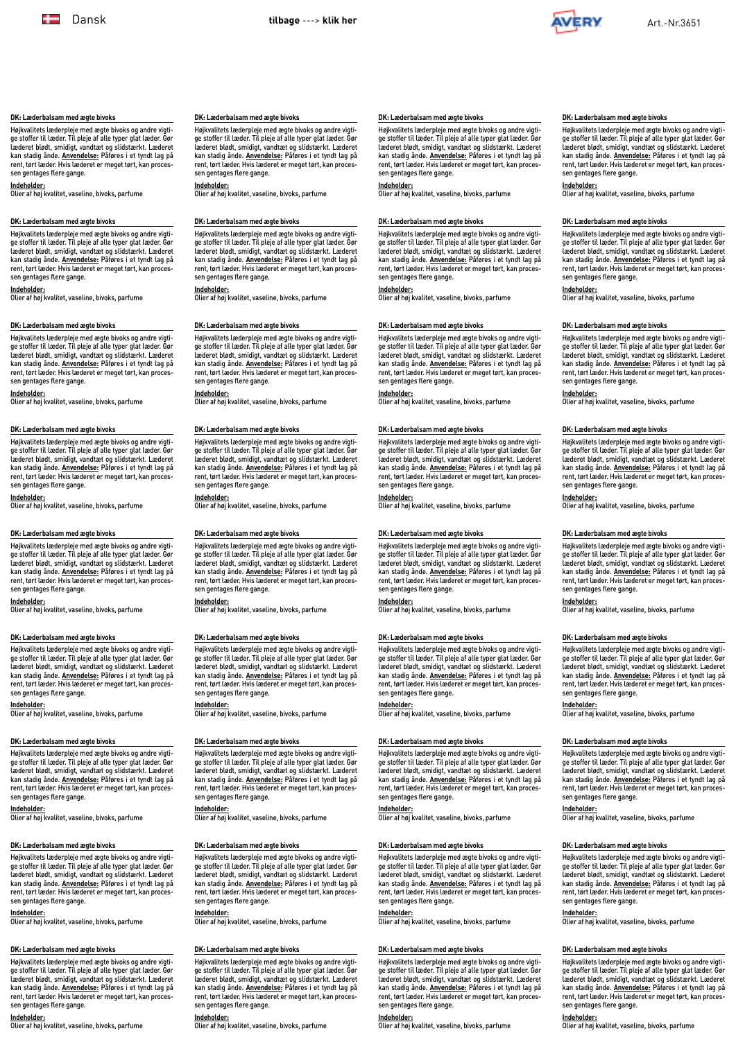Dansk

**DK: Læderbalsam med ægte bivoks**

Højkvalitets læderpleje med ægte bivoks og andre vigtige stoffer til læder. Til pleje af alle typer glat læder. Gør læderet blødt, smidigt, vandtæt og slidstærkt. Læderet kan stadig ånde. **Anvendelse:** Påføres i et tyndt lag på rent, tørt læder. Hvis læderet er meget tørt, kan processen gentages flere gange.

**Indeholder:**
Olier af høj kvalitet, vaseline, bivoks, parfume

**DK: Læderbalsam med ægte bivoks**

Højkvalitets læderpleje med ægte bivoks og andre vigtige stoffer til læder. Til pleje af alle typer glat læder. Gør læderet blødt, smidigt, vandtæt og slidstærkt. Læderet kan stadig ånde. **Anvendelse:** Påføres i et tyndt lag på rent, tørt læder. Hvis læderet er meget tørt, kan processen gentages flere gange.

**Indeholder:**
Olier af høj kvalitet, vaseline, bivoks, parfume

**DK: Læderbalsam med ægte bivoks**

Højkvalitets læderpleje med ægte bivoks og andre vigtige stoffer til læder. Til pleje af alle typer glat læder. Gør læderet blødt, smidigt, vandtæt og slidstærkt. Læderet kan stadig ånde. **Anvendelse:** Påføres i et tyndt lag på rent, tørt læder. Hvis læderet er meget tørt, kan processen gentages flere gange.

**Indeholder:**
Olier af høj kvalitet, vaseline, bivoks, parfume

**DK: Læderbalsam med ægte bivoks**

Højkvalitets læderpleje med ægte bivoks og andre vigtige stoffer til læder. Til pleje af alle typer glat læder. Gør læderet blødt, smidigt, vandtæt og slidstærkt. Læderet kan stadig ånde. **Anvendelse:** Påføres i et tyndt lag på rent, tørt læder. Hvis læderet er meget tørt, kan processen gentages flere gange.

**Indeholder:**
Olier af høj kvalitet, vaseline, bivoks, parfume

**DK: Læderbalsam med ægte bivoks**

Højkvalitets læderpleje med ægte bivoks og andre vigtige stoffer til læder. Til pleje af alle typer glat læder. Gør læderet blødt, smidigt, vandtæt og slidstærkt. Læderet kan stadig ånde. **Anvendelse:** Påføres i et tyndt lag på rent, tørt læder. Hvis læderet er meget tørt, kan processen gentages flere gange.

**Indeholder:**
Olier af høj kvalitet, vaseline, bivoks, parfume

**DK: Læderbalsam med ægte bivoks**

Højkvalitets læderpleje med ægte bivoks og andre vigtige stoffer til læder. Til pleje af alle typer glat læder. Gør læderet blødt, smidigt, vandtæt og slidstærkt. Læderet kan stadig ånde. **Anvendelse:** Påføres i et tyndt lag på rent, tørt læder. Hvis læderet er meget tørt, kan processen gentages flere gange.

**Indeholder:**
Olier af høj kvalitet, vaseline, bivoks, parfume

**DK: Læderbalsam med ægte bivoks**

Højkvalitets læderpleje med ægte bivoks og andre vigtige stoffer til læder. Til pleje af alle typer glat læder. Gør læderet blødt, smidigt, vandtæt og slidstærkt. Læderet kan stadig ånde. **Anvendelse:** Påføres i et tyndt lag på rent, tørt læder. Hvis læderet er meget tørt, kan processen gentages flere gange.

**Indeholder:**
Olier af høj kvalitet, vaseline, bivoks, parfume

**DK: Læderbalsam med ægte bivoks**

Højkvalitets læderpleje med ægte bivoks og andre vigtige stoffer til læder. Til pleje af alle typer glat læder. Gør læderet blødt, smidigt, vandtæt og slidstærkt. Læderet kan stadig ånde. **Anvendelse:** Påføres i et tyndt lag på rent, tørt læder. Hvis læderet er meget tørt, kan processen gentages flere gange.

**Indeholder:**
Olier af høj kvalitet, vaseline, bivoks, parfume

**DK: Læderbalsam med ægte bivoks**

Højkvalitets læderpleje med ægte bivoks og andre vigtige stoffer til læder. Til pleje af alle typer glat læder. Gør læderet blødt, smidigt, vandtæt og slidstærkt. Læderet kan stadig ånde. **Anvendelse:** Påføres i et tyndt lag på rent, tørt læder. Hvis læderet er meget tørt, kan processen gentages flere gange.

**Indeholder:**
Olier af høj kvalitet, vaseline, bivoks, parfume

**DK: Læderbalsam med ægte bivoks**

Højkvalitets læderpleje med ægte bivoks og andre vigtige stoffer til læder. Til pleje af alle typer glat læder. Gør læderet blødt, smidigt, vandtæt og slidstærkt. Læderet kan stadig ånde. **Anvendelse:** Påføres i et tyndt lag på rent, tørt læder. Hvis læderet er meget tørt, kan processen gentages flere gange.

**Indeholder:**
Olier af høj kvalitet, vaseline, bivoks, parfume

**DK: Læderbalsam med ægte bivoks**

Højkvalitets læderpleje med ægte bivoks og andre vigtige stoffer til læder. Til pleje af alle typer glat læder. Gør læderet blødt, smidigt, vandtæt og slidstærkt. Læderet kan stadig ånde. **Anvendelse:** Påføres i et tyndt lag på rent, tørt læder. Hvis læderet er meget tørt, kan processen gentages flere gange.

**Indeholder:**
Olier af høj kvalitet, vaseline, bivoks, parfume

**DK: Læderbalsam med ægte bivoks**

Højkvalitets læderpleje med ægte bivoks og andre vigtige stoffer til læder. Til pleje af alle typer glat læder. Gør læderet blødt, smidigt, vandtæt og slidstærkt. Læderet kan stadig ånde. **Anvendelse:** Påføres i et tyndt lag på rent, tørt læder. Hvis læderet er meget tørt, kan processen gentages flere gange.

**Indeholder:**
Olier af høj kvalitet, vaseline, bivoks, parfume

**DK: Læderbalsam med ægte bivoks**

Højkvalitets læderpleje med ægte bivoks og andre vigtige stoffer til læder. Til pleje af alle typer glat læder. Gør læderet blødt, smidigt, vandtæt og slidstærkt. Læderet kan stadig ånde. **Anvendelse:** Påføres i et tyndt lag på rent, tørt læder. Hvis læderet er meget tørt, kan processen gentages flere gange.

**Indeholder:**
Olier af høj kvalitet, vaseline, bivoks, parfume

**DK: Læderbalsam med ægte bivoks**

Højkvalitets læderpleje med ægte bivoks og andre vigtige stoffer til læder. Til pleje af alle typer glat læder. Gør læderet blødt, smidigt, vandtæt og slidstærkt. Læderet kan stadig ånde. **Anvendelse:** Påføres i et tyndt lag på rent, tørt læder. Hvis læderet er meget tørt, kan processen gentages flere gange.

**Indeholder:**
Olier af høj kvalitet, vaseline, bivoks, parfume

**DK: Læderbalsam med ægte bivoks**

Højkvalitets læderpleje med ægte bivoks og andre vigtige stoffer til læder. Til pleje af alle typer glat læder. Gør læderet blødt, smidigt, vandtæt og slidstærkt. Læderet kan stadig ånde. **Anvendelse:** Påføres i et tyndt lag på rent, tørt læder. Hvis læderet er meget tørt, kan processen gentages flere gange.

**Indeholder:**
Olier af høj kvalitet, vaseline, bivoks, parfume

**DK: Læderbalsam med ægte bivoks**

Højkvalitets læderpleje med ægte bivoks og andre vigtige stoffer til læder. Til pleje af alle typer glat læder. Gør læderet blødt, smidigt, vandtæt og slidstærkt. Læderet kan stadig ånde. **Anvendelse:** Påføres i et tyndt lag på rent, tørt læder. Hvis læderet er meget tørt, kan processen gentages flere gange.

**Indeholder:**
Olier af høj kvalitet, vaseline, bivoks, parfume

**DK: Læderbalsam med ægte bivoks**

Højkvalitets læderpleje med ægte bivoks og andre vigtige stoffer til læder. Til pleje af alle typer glat læder. Gør læderet blødt, smidigt, vandtæt og slidstærkt. Læderet kan stadig ånde. **Anvendelse:** Påføres i et tyndt lag på rent, tørt læder. Hvis læderet er meget tørt, kan processen gentages flere gange.

**Indeholder:**
Olier af høj kvalitet, vaseline, bivoks, parfume

**DK: Læderbalsam med ægte bivoks**

Højkvalitets læderpleje med ægte bivoks og andre vigtige stoffer til læder. Til pleje af alle typer glat læder. Gør læderet blødt, smidigt, vandtæt og slidstærkt. Læderet kan stadig ånde. **Anvendelse:** Påføres i et tyndt lag på rent, tørt læder. Hvis læderet er meget tørt, kan processen gentages flere gange.

**Indeholder:**
Olier af høj kvalitet, vaseline, bivoks, parfume

**DK: Læderbalsam med ægte bivoks**

Højkvalitets læderpleje med ægte bivoks og andre vigtige stoffer til læder. Til pleje af alle typer glat læder. Gør læderet blødt, smidigt, vandtæt og slidstærkt. Læderet kan stadig ånde. **Anvendelse:** Påføres i et tyndt lag på rent, tørt læder. Hvis læderet er meget tørt, kan processen gentages flere gange.

**Indeholder:**
Olier af høj kvalitet, vaseline, bivoks, parfume

**DK: Læderbalsam med ægte bivoks**

Højkvalitets læderpleje med ægte bivoks og andre vigtige stoffer til læder. Til pleje af alle typer glat læder. Gør læderet blødt, smidigt, vandtæt og slidstærkt. Læderet kan stadig ånde. **Anvendelse:** Påføres i et tyndt lag på rent, tørt læder. Hvis læderet er meget tørt, kan processen gentages flere gange.

**Indeholder:**
Olier af høj kvalitet, vaseline, bivoks, parfume

**DK: Læderbalsam med ægte bivoks**

Højkvalitets læderpleje med ægte bivoks og andre vigtige stoffer til læder. Til pleje af alle typer glat læder. Gør læderet blødt, smidigt, vandtæt og slidstærkt. Læderet kan stadig ånde. **Anvendelse:** Påføres i et tyndt lag på rent, tørt læder. Hvis læderet er meget tørt, kan processen gentages flere gange.

**Indeholder:**
Olier af høj kvalitet, vaseline, bivoks, parfume

**DK: Læderbalsam med ægte bivoks**

Højkvalitets læderpleje med ægte bivoks og andre vigtige stoffer til læder. Til pleje af alle typer glat læder. Gør læderet blødt, smidigt, vandtæt og slidstærkt. Læderet kan stadig ånde. **Anvendelse:** Påføres i et tyndt lag på rent, tørt læder. Hvis læderet er meget tørt, kan processen gentages flere gange.

**Indeholder:**
Olier af høj kvalitet, vaseline, bivoks, parfume

**DK: Læderbalsam med ægte bivoks**

Højkvalitets læderpleje med ægte bivoks og andre vigtige stoffer til læder. Til pleje af alle typer glat læder. Gør læderet blødt, smidigt, vandtæt og slidstærkt. Læderet kan stadig ånde. **Anvendelse:** Påføres i et tyndt lag på rent, tørt læder. Hvis læderet er meget tørt, kan processen gentages flere gange.

**Indeholder:**
Olier af høj kvalitet, vaseline, bivoks, parfume

**DK: Læderbalsam med ægte bivoks**

Højkvalitets læderpleje med ægte bivoks og andre vigtige stoffer til læder. Til pleje af alle typer glat læder. Gør læderet blødt, smidigt, vandtæt og slidstærkt. Læderet kan stadig ånde. **Anvendelse:** Påføres i et tyndt lag på rent, tørt læder. Hvis læderet er meget tørt, kan processen gentages flere gange.

**Indeholder:**
Olier af høj kvalitet, vaseline, bivoks, parfume

**DK: Læderbalsam med ægte bivoks**

Højkvalitets læderpleje med ægte bivoks og andre vigtige stoffer til læder. Til pleje af alle typer glat læder. Gør læderet blødt, smidigt, vandtæt og slidstærkt. Læderet kan stadig ånde. **Anvendelse:** Påføres i et tyndt lag på rent, tørt læder. Hvis læderet er meget tørt, kan processen gentages flere gange.

**Indeholder:**
Olier af høj kvalitet, vaseline, bivoks, parfume

**DK: Læderbalsam med ægte bivoks**

Højkvalitets læderpleje med ægte bivoks og andre vigtige stoffer til læder. Til pleje af alle typer glat læder. Gør læderet blødt, smidigt, vandtæt og slidstærkt. Læderet kan stadig ånde. **Anvendelse:** Påføres i et tyndt lag på rent, tørt læder. Hvis læderet er meget tørt, kan processen gentages flere gange.

**Indeholder:**
Olier af høj kvalitet, vaseline, bivoks, parfume

**DK: Læderbalsam med ægte bivoks**

Højkvalitets læderpleje med ægte bivoks og andre vigtige stoffer til læder. Til pleje af alle typer glat læder. Gør læderet blødt, smidigt, vandtæt og slidstærkt. Læderet kan stadig ånde. **Anvendelse:** Påføres i et tyndt lag på rent, tørt læder. Hvis læderet er meget tørt, kan processen gentages flere gange.

**Indeholder:**
Olier af høj kvalitet, vaseline, bivoks, parfume

**DK: Læderbalsam med ægte bivoks**

Højkvalitets læderpleje med ægte bivoks og andre vigtige stoffer til læder. Til pleje af alle typer glat læder. Gør læderet blødt, smidigt, vandtæt og slidstærkt. Læderet kan stadig ånde. **Anvendelse:** Påføres i et tyndt lag på rent, tørt læder. Hvis læderet er meget tørt, kan processen gentages flere gange.

**Indeholder:**
Olier af høj kvalitet, vaseline, bivoks, parfume

**DK: Læderbalsam med ægte bivoks**

Højkvalitets læderpleje med ægte bivoks og andre vigtige stoffer til læder. Til pleje af alle typer glat læder. Gør læderet blødt, smidigt, vandtæt og slidstærkt. Læderet kan stadig ånde. **Anvendelse:** Påføres i et tyndt lag på rent, tørt læder. Hvis læderet er meget tørt, kan processen gentages flere gange.

**Indeholder:**
Olier af høj kvalitet, vaseline, bivoks, parfume

**DK: Læderbalsam med ægte bivoks**

Højkvalitets læderpleje med ægte bivoks og andre vigtige stoffer til læder. Til pleje af alle typer glat læder. Gør læderet blødt, smidigt, vandtæt og slidstærkt. Læderet kan stadig ånde. **Anvendelse:** Påføres i et tyndt lag på rent, tørt læder. Hvis læderet er meget tørt, kan processen gentages flere gange.

**Indeholder:**
Olier af høj kvalitet, vaseline, bivoks, parfume

**DK: Læderbalsam med ægte bivoks**

Højkvalitets læderpleje med ægte bivoks og andre vigtige stoffer til læder. Til pleje af alle typer glat læder. Gør læderet blødt, smidigt, vandtæt og slidstærkt. Læderet kan stadig ånde. **Anvendelse:** Påføres i et tyndt lag på rent, tørt læder. Hvis læderet er meget tørt, kan processen gentages flere gange.

**Indeholder:**
Olier af høj kvalitet, vaseline, bivoks, parfume

**DK: Læderbalsam med ægte bivoks**

Højkvalitets læderpleje med ægte bivoks og andre vigtige stoffer til læder. Til pleje af alle typer glat læder. Gør læderet blødt, smidigt, vandtæt og slidstærkt. Læderet kan stadig ånde. **Anvendelse:** Påføres i et tyndt lag på rent, tørt læder. Hvis læderet er meget tørt, kan processen gentages flere gange.

**Indeholder:**
Olier af høj kvalitet, vaseline, bivoks, parfume

**DK: Læderbalsam med ægte bivoks**

Højkvalitets læderpleje med ægte bivoks og andre vigtige stoffer til læder. Til pleje af alle typer glat læder. Gør læderet blødt, smidigt, vandtæt og slidstærkt. Læderet kan stadig ånde. **Anvendelse:** Påføres i et tyndt lag på rent, tørt læder. Hvis læderet er meget tørt, kan processen gentages flere gange.

**Indeholder:**
Olier af høj kvalitet, vaseline, bivoks, parfume

**DK: Læderbalsam med ægte bivoks**

Højkvalitets læderpleje med ægte bivoks og andre vigtige stoffer til læder. Til pleje af alle typer glat læder. Gør læderet blødt, smidigt, vandtæt og slidstærkt. Læderet kan stadig ånde. **Anvendelse:** Påføres i et tyndt lag på rent, tørt læder. Hvis læderet er meget tørt, kan processen gentages flere gange.

**Indeholder:**
Olier af høj kvalitet, vaseline, bivoks, parfume

**DK: Læderbalsam med ægte bivoks**

Højkvalitets læderpleje med ægte bivoks og andre vigtige stoffer til læder. Til pleje af alle typer glat læder. Gør læderet blødt, smidigt, vandtæt og slidstærkt. Læderet kan stadig ånde. **Anvendelse:** Påføres i et tyndt lag på rent, tørt læder. Hvis læderet er meget tørt, kan processen gentages flere gange.

**Indeholder:**
Olier af høj kvalitet, vaseline, bivoks, parfume

**DK: Læderbalsam med ægte bivoks**

Højkvalitets læderpleje med ægte bivoks og andre vigtige stoffer til læder. Til pleje af alle typer glat læder. Gør læderet blødt, smidigt, vandtæt og slidstærkt. Læderet kan stadig ånde. **Anvendelse:** Påføres i et tyndt lag på rent, tørt læder. Hvis læderet er meget tørt, kan processen gentages flere gange.

**Indeholder:**
Olier af høj kvalitet, vaseline, bivoks, parfume

**DK: Læderbalsam med ægte bivoks**

Højkvalitets læderpleje med ægte bivoks og andre vigtige stoffer til læder. Til pleje af alle typer glat læder. Gør læderet blødt, smidigt, vandtæt og slidstærkt. Læderet kan stadig ånde. **Anvendelse:** Påføres i et tyndt lag på rent, tørt læder. Hvis læderet er meget tørt, kan processen gentages flere gange.

**Indeholder:**
Olier af høj kvalitet, vaseline, bivoks, parfume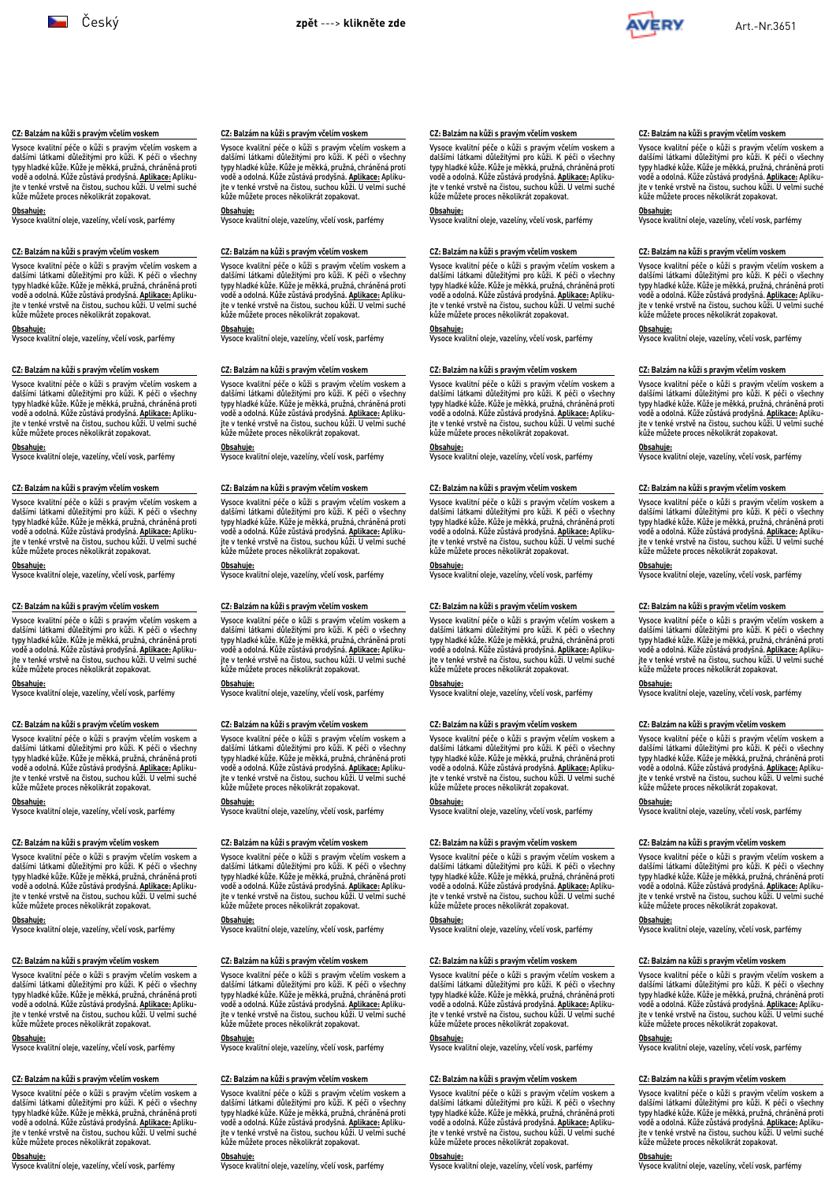**CZ: Balzám na kůži s pravým včelím voskem**

Vysoce kvalitní péče o kůži s pravým včelím voskem a dalšími látkami důležitými pro kůži. K péči o všechny typy hladké kůže. Kůže je měkká, pružná, chráněná proti vodě a odolná. Kůže zůstává prodyšná. **Aplikace:** Aplikujte v tenké vrstvě na čistou, suchou kůži. U velmi suché kůže můžete proces několikrát zopakovat.

**Obsahuje:**
Vysoce kvalitní oleje, vazelíny, včelí vosk, parfémy

**CZ: Balzám na kůži s pravým včelím voskem**

Vysoce kvalitní péče o kůži s pravým včelím voskem a dalšími látkami důležitými pro kůži. K péči o všechny typy hladké kůže. Kůže je měkká, pružná, chráněná proti vodě a odolná. Kůže zůstává prodyšná. **Aplikace:** Aplikujte v tenké vrstvě na čistou, suchou kůži. U velmi suché kůže můžete proces několikrát zopakovat.

**Obsahuje:**
Vysoce kvalitní oleje, vazelíny, včelí vosk, parfémy

**CZ: Balzám na kůži s pravým včelím voskem**

Vysoce kvalitní péče o kůži s pravým včelím voskem a dalšími látkami důležitými pro kůži. K péči o všechny typy hladké kůže. Kůže je měkká, pružná, chráněná proti vodě a odolná. Kůže zůstává prodyšná. **Aplikace:** Aplikujte v tenké vrstvě na čistou, suchou kůži. U velmi suché kůže můžete proces několikrát zopakovat.

**Obsahuje:**
Vysoce kvalitní oleje, vazelíny, včelí vosk, parfémy

**CZ: Balzám na kůži s pravým včelím voskem**

Vysoce kvalitní péče o kůži s pravým včelím voskem a dalšími látkami důležitými pro kůži. K péči o všechny typy hladké kůže. Kůže je měkká, pružná, chráněná proti vodě a odolná. Kůže zůstává prodyšná. **Aplikace:** Aplikujte v tenké vrstvě na čistou, suchou kůži. U velmi suché kůže můžete proces několikrát zopakovat.

**Obsahuje:**
Vysoce kvalitní oleje, vazelíny, včelí vosk, parfémy

**CZ: Balzám na kůži s pravým včelím voskem**

Vysoce kvalitní péče o kůži s pravým včelím voskem a dalšími látkami důležitými pro kůži. K péči o všechny typy hladké kůže. Kůže je měkká, pružná, chráněná proti vodě a odolná. Kůže zůstává prodyšná. **Aplikace:** Aplikujte v tenké vrstvě na čistou, suchou kůži. U velmi suché kůže můžete proces několikrát zopakovat.

**Obsahuje:**
Vysoce kvalitní oleje, vazelíny, včelí vosk, parfémy

**CZ: Balzám na kůži s pravým včelím voskem**

Vysoce kvalitní péče o kůži s pravým včelím voskem a dalšími látkami důležitými pro kůži. K péči o všechny typy hladké kůže. Kůže je měkká, pružná, chráněná proti vodě a odolná. Kůže zůstává prodyšná. **Aplikace:** Aplikujte v tenké vrstvě na čistou, suchou kůži. U velmi suché kůže můžete proces několikrát zopakovat.

**Obsahuje:**
Vysoce kvalitní oleje, vazelíny, včelí vosk, parfémy

**CZ: Balzám na kůži s pravým včelím voskem**

Vysoce kvalitní péče o kůži s pravým včelím voskem a dalšími látkami důležitými pro kůži. K péči o všechny typy hladké kůže. Kůže je měkká, pružná, chráněná proti vodě a odolná. Kůže zůstává prodyšná. **Aplikace:** Aplikujte v tenké vrstvě na čistou, suchou kůži. U velmi suché kůže můžete proces několikrát zopakovat.

**Obsahuje:**
Vysoce kvalitní oleje, vazelíny, včelí vosk, parfémy

**CZ: Balzám na kůži s pravým včelím voskem**

Vysoce kvalitní péče o kůži s pravým včelím voskem a dalšími látkami důležitými pro kůži. K péči o všechny typy hladké kůže. Kůže je měkká, pružná, chráněná proti vodě a odolná. Kůže zůstává prodyšná. **Aplikace:** Aplikujte v tenké vrstvě na čistou, suchou kůži. U velmi suché kůže můžete proces několikrát zopakovat.

**Obsahuje:**
Vysoce kvalitní oleje, vazelíny, včelí vosk, parfémy

**CZ: Balzám na kůži s pravým včelím voskem**

Vysoce kvalitní péče o kůži s pravým včelím voskem a dalšími látkami důležitými pro kůži. K péči o všechny typy hladké kůže. Kůže je měkká, pružná, chráněná proti vodě a odolná. Kůže zůstává prodyšná. **Aplikace:** Aplikujte v tenké vrstvě na čistou, suchou kůži. U velmi suché kůže můžete proces několikrát zopakovat.

**Obsahuje:**
Vysoce kvalitní oleje, vazelíny, včelí vosk, parfémy

**CZ: Balzám na kůži s pravým včelím voskem**

Vysoce kvalitní péče o kůži s pravým včelím voskem a dalšími látkami důležitými pro kůži. K péči o všechny typy hladké kůže. Kůže je měkká, pružná, chráněná proti vodě a odolná. Kůže zůstává prodyšná. **Aplikace:** Aplikujte v tenké vrstvě na čistou, suchou kůži. U velmi suché kůže můžete proces několikrát zopakovat.

**Obsahuje:**
Vysoce kvalitní oleje, vazelíny, včelí vosk, parfémy

**CZ: Balzám na kůži s pravým včelím voskem**

Vysoce kvalitní péče o kůži s pravým včelím voskem a dalšími látkami důležitými pro kůži. K péči o všechny typy hladké kůže. Kůže je měkká, pružná, chráněná proti vodě a odolná. Kůže zůstává prodyšná. **Aplikace:** Aplikujte v tenké vrstvě na čistou, suchou kůži. U velmi suché kůže můžete proces několikrát zopakovat.

**Obsahuje:**
Vysoce kvalitní oleje, vazelíny, včelí vosk, parfémy

**CZ: Balzám na kůži s pravým včelím voskem**

Vysoce kvalitní péče o kůži s pravým včelím voskem a dalšími látkami důležitými pro kůži. K péči o všechny typy hladké kůže. Kůže je měkká, pružná, chráněná proti vodě a odolná. Kůže zůstává prodyšná. **Aplikace:** Aplikujte v tenké vrstvě na čistou, suchou kůži. U velmi suché kůže můžete proces několikrát zopakovat.

**Obsahuje:**
Vysoce kvalitní oleje, vazelíny, včelí vosk, parfémy

**CZ: Balzám na kůži s pravým včelím voskem**

Vysoce kvalitní péče o kůži s pravým včelím voskem a dalšími látkami důležitými pro kůži. K péči o všechny typy hladké kůže. Kůže je měkká, pružná, chráněná proti vodě a odolná. Kůže zůstává prodyšná. **Aplikace:** Aplikujte v tenké vrstvě na čistou, suchou kůži. U velmi suché kůže můžete proces několikrát zopakovat.

**Obsahuje:**
Vysoce kvalitní oleje, vazelíny, včelí vosk, parfémy

**CZ: Balzám na kůži s pravým včelím voskem**

Vysoce kvalitní péče o kůži s pravým včelím voskem a dalšími látkami důležitými pro kůži. K péči o všechny typy hladké kůže. Kůže je měkká, pružná, chráněná proti vodě a odolná. Kůže zůstává prodyšná. **Aplikace:** Aplikujte v tenké vrstvě na čistou, suchou kůži. U velmi suché kůže můžete proces několikrát zopakovat.

**Obsahuje:**
Vysoce kvalitní oleje, vazelíny, včelí vosk, parfémy

**CZ: Balzám na kůži s pravým včelím voskem**

Vysoce kvalitní péče o kůži s pravým včelím voskem a dalšími látkami důležitými pro kůži. K péči o všechny typy hladké kůže. Kůže je měkká, pružná, chráněná proti vodě a odolná. Kůže zůstává prodyšná. **Aplikace:** Aplikujte v tenké vrstvě na čistou, suchou kůži. U velmi suché kůže můžete proces několikrát zopakovat.

**Obsahuje:**
Vysoce kvalitní oleje, vazelíny, včelí vosk, parfémy

**CZ: Balzám na kůži s pravým včelím voskem**

Vysoce kvalitní péče o kůži s pravým včelím voskem a dalšími látkami důležitými pro kůži. K péči o všechny typy hladké kůže. Kůže je měkká, pružná, chráněná proti vodě a odolná. Kůže zůstává prodyšná. **Aplikace:** Aplikujte v tenké vrstvě na čistou, suchou kůži. U velmi suché kůže můžete proces několikrát zopakovat.

**Obsahuje:**
Vysoce kvalitní oleje, vazelíny, včelí vosk, parfémy

**CZ: Balzám na kůži s pravým včelím voskem**

Vysoce kvalitní péče o kůži s pravým včelím voskem a dalšími látkami důležitými pro kůži. K péči o všechny typy hladké kůže. Kůže je měkká, pružná, chráněná proti vodě a odolná. Kůže zůstává prodyšná. **Aplikace:** Aplikujte v tenké vrstvě na čistou, suchou kůži. U velmi suché kůže můžete proces několikrát zopakovat.

**Obsahuje:**
Vysoce kvalitní oleje, vazelíny, včelí vosk, parfémy

**CZ: Balzám na kůži s pravým včelím voskem**

Vysoce kvalitní péče o kůži s pravým včelím voskem a dalšími látkami důležitými pro kůži. K péči o všechny typy hladké kůže. Kůže je měkká, pružná, chráněná proti vodě a odolná. Kůže zůstává prodyšná. **Aplikace:** Aplikujte v tenké vrstvě na čistou, suchou kůži. U velmi suché kůže můžete proces několikrát zopakovat.

**Obsahuje:**
Vysoce kvalitní oleje, vazelíny, včelí vosk, parfémy

**CZ: Balzám na kůži s pravým včelím voskem**

Vysoce kvalitní péče o kůži s pravým včelím voskem a dalšími látkami důležitými pro kůži. K péči o všechny typy hladké kůže. Kůže je měkká, pružná, chráněná proti vodě a odolná. Kůže zůstává prodyšná. **Aplikace:** Aplikujte v tenké vrstvě na čistou, suchou kůži. U velmi suché kůže můžete proces několikrát zopakovat.

**Obsahuje:**
Vysoce kvalitní oleje, vazelíny, včelí vosk, parfémy

**CZ: Balzám na kůži s pravým včelím voskem**

Vysoce kvalitní péče o kůži s pravým včelím voskem a dalšími látkami důležitými pro kůži. K péči o všechny typy hladké kůže. Kůže je měkká, pružná, chráněná proti vodě a odolná. Kůže zůstává prodyšná. **Aplikace:** Aplikujte v tenké vrstvě na čistou, suchou kůži. U velmi suché kůže můžete proces několikrát zopakovat.

**Obsahuje:**
Vysoce kvalitní oleje, vazelíny, včelí vosk, parfémy

**CZ: Balzám na kůži s pravým včelím voskem**

Vysoce kvalitní péče o kůži s pravým včelím voskem a dalšími látkami důležitými pro kůži. K péči o všechny typy hladké kůže. Kůže je měkká, pružná, chráněná proti vodě a odolná. Kůže zůstává prodyšná. **Aplikace:** Aplikujte v tenké vrstvě na čistou, suchou kůži. U velmi suché kůže můžete proces několikrát zopakovat.

**Obsahuje:**
Vysoce kvalitní oleje, vazelíny, včelí vosk, parfémy

**CZ: Balzám na kůži s pravým včelím voskem**

Vysoce kvalitní péče o kůži s pravým včelím voskem a dalšími látkami důležitými pro kůži. K péči o všechny typy hladké kůže. Kůže je měkká, pružná, chráněná proti vodě a odolná. Kůže zůstává prodyšná. **Aplikace:** Aplikujte v tenké vrstvě na čistou, suchou kůži. U velmi suché kůže můžete proces několikrát zopakovat.

**Obsahuje:**
Vysoce kvalitní oleje, vazelíny, včelí vosk, parfémy

**CZ: Balzám na kůži s pravým včelím voskem**

Vysoce kvalitní péče o kůži s pravým včelím voskem a dalšími látkami důležitými pro kůži. K péči o všechny typy hladké kůže. Kůže je měkká, pružná, chráněná proti vodě a odolná. Kůže zůstává prodyšná. **Aplikace:** Aplikujte v tenké vrstvě na čistou, suchou kůži. U velmi suché kůže můžete proces několikrát zopakovat.

**Obsahuje:**
Vysoce kvalitní oleje, vazelíny, včelí vosk, parfémy

**CZ: Balzám na kůži s pravým včelím voskem**

Vysoce kvalitní péče o kůži s pravým včelím voskem a dalšími látkami důležitými pro kůži. K péči o všechny typy hladké kůže. Kůže je měkká, pružná, chráněná proti vodě a odolná. Kůže zůstává prodyšná. **Aplikace:** Aplikujte v tenké vrstvě na čistou, suchou kůži. U velmi suché kůže můžete proces několikrát zopakovat.

**Obsahuje:**
Vysoce kvalitní oleje, vazelíny, včelí vosk, parfémy

**CZ: Balzám na kůži s pravým včelím voskem**

Vysoce kvalitní péče o kůži s pravým včelím voskem a dalšími látkami důležitými pro kůži. K péči o všechny typy hladké kůže. Kůže je měkká, pružná, chráněná proti vodě a odolná. Kůže zůstává prodyšná. **Aplikace:** Aplikujte v tenké vrstvě na čistou, suchou kůži. U velmi suché kůže můžete proces několikrát zopakovat.

**Obsahuje:**
Vysoce kvalitní oleje, vazelíny, včelí vosk, parfémy

**CZ: Balzám na kůži s pravým včelím voskem**

Vysoce kvalitní péče o kůži s pravým včelím voskem a dalšími látkami důležitými pro kůži. K péči o všechny typy hladké kůže. Kůže je měkká, pružná, chráněná proti vodě a odolná. Kůže zůstává prodyšná. **Aplikace:** Aplikujte v tenké vrstvě na čistou, suchou kůži. U velmi suché kůže můžete proces několikrát zopakovat.

**Obsahuje:**
Vysoce kvalitní oleje, vazelíny, včelí vosk, parfémy

**CZ: Balzám na kůži s pravým včelím voskem**

Vysoce kvalitní péče o kůži s pravým včelím voskem a dalšími látkami důležitými pro kůži. K péči o všechny typy hladké kůže. Kůže je měkká, pružná, chráněná proti vodě a odolná. Kůže zůstává prodyšná. **Aplikace:** Aplikujte v tenké vrstvě na čistou, suchou kůži. U velmi suché kůže můžete proces několikrát zopakovat.

**Obsahuje:**
Vysoce kvalitní oleje, vazelíny, včelí vosk, parfémy

**CZ: Balzám na kůži s pravým včelím voskem**

Vysoce kvalitní péče o kůži s pravým včelím voskem a dalšími látkami důležitými pro kůži. K péči o všechny typy hladké kůže. Kůže je měkká, pružná, chráněná proti vodě a odolná. Kůže zůstává prodyšná. **Aplikace:** Aplikujte v tenké vrstvě na čistou, suchou kůži. U velmi suché kůže můžete proces několikrát zopakovat.

**Obsahuje:**
Vysoce kvalitní oleje, vazelíny, včelí vosk, parfémy

**CZ: Balzám na kůži s pravým včelím voskem**

Vysoce kvalitní péče o kůži s pravým včelím voskem a dalšími látkami důležitými pro kůži. K péči o všechny typy hladké kůže. Kůže je měkká, pružná, chráněná proti vodě a odolná. Kůže zůstává prodyšná. **Aplikace:** Aplikujte v tenké vrstvě na čistou, suchou kůži. U velmi suché kůže můžete proces několikrát zopakovat.

**Obsahuje:**
Vysoce kvalitní oleje, vazelíny, včelí vosk, parfémy

**CZ: Balzám na kůži s pravým včelím voskem**

Vysoce kvalitní péče o kůži s pravým včelím voskem a dalšími látkami důležitými pro kůži. K péči o všechny typy hladké kůže. Kůže je měkká, pružná, chráněná proti vodě a odolná. Kůže zůstává prodyšná. **Aplikace:** Aplikujte v tenké vrstvě na čistou, suchou kůži. U velmi suché kůže můžete proces několikrát zopakovat.

**Obsahuje:**
Vysoce kvalitní oleje, vazelíny, včelí vosk, parfémy

**CZ: Balzám na kůži s pravým včelím voskem**

Vysoce kvalitní péče o kůži s pravým včelím voskem a dalšími látkami důležitými pro kůži. K péči o všechny typy hladké kůže. Kůže je měkká, pružná, chráněná proti vodě a odolná. Kůže zůstává prodyšná. **Aplikace:** Aplikujte v tenké vrstvě na čistou, suchou kůži. U velmi suché kůže můžete proces několikrát zopakovat.

**Obsahuje:**
Vysoce kvalitní oleje, vazelíny, včelí vosk, parfémy

**CZ: Balzám na kůži s pravým včelím voskem**

Vysoce kvalitní péče o kůži s pravým včelím voskem a dalšími látkami důležitými pro kůži. K péči o všechny typy hladké kůže. Kůže je měkká, pružná, chráněná proti vodě a odolná. Kůže zůstává prodyšná. **Aplikace:** Aplikujte v tenké vrstvě na čistou, suchou kůži. U velmi suché kůže můžete proces několikrát zopakovat.

**Obsahuje:**
Vysoce kvalitní oleje, vazelíny, včelí vosk, parfémy

**CZ: Balzám na kůži s pravým včelím voskem**

Vysoce kvalitní péče o kůži s pravým včelím voskem a dalšími látkami důležitými pro kůži. K péči o všechny typy hladké kůže. Kůže je měkká, pružná, chráněná proti vodě a odolná. Kůže zůstává prodyšná. **Aplikace:** Aplikujte v tenké vrstvě na čistou, suchou kůži. U velmi suché kůže můžete proces několikrát zopakovat.

**Obsahuje:**
Vysoce kvalitní oleje, vazelíny, včelí vosk, parfémy

**CZ: Balzám na kůži s pravým včelím voskem**

Vysoce kvalitní péče o kůži s pravým včelím voskem a dalšími látkami důležitými pro kůži. K péči o všechny typy hladké kůže. Kůže je měkká, pružná, chráněná proti vodě a odolná. Kůže zůstává prodyšná. **Aplikace:** Aplikujte v tenké vrstvě na čistou, suchou kůži. U velmi suché kůže můžete proces několikrát zopakovat.

**Obsahuje:**
Vysoce kvalitní oleje, vazelíny, včelí vosk, parfémy

**CZ: Balzám na kůži s pravým včelím voskem**

Vysoce kvalitní péče o kůži s pravým včelím voskem a dalšími látkami důležitými pro kůži. K péči o všechny typy hladké kůže. Kůže je měkká, pružná, chráněná proti vodě a odolná. Kůže zůstává prodyšná. **Aplikace:** Aplikujte v tenké vrstvě na čistou, suchou kůži. U velmi suché kůže můžete proces několikrát zopakovat.

**Obsahuje:**
Vysoce kvalitní oleje, vazelíny, včelí vosk, parfémy

**CZ: Balzám na kůži s pravým včelím voskem**

Vysoce kvalitní péče o kůži s pravým včelím voskem a dalšími látkami důležitými pro kůži. K péči o všechny typy hladké kůže. Kůže je měkká, pružná, chráněná proti vodě a odolná. Kůže zůstává prodyšná. **Aplikace:** Aplikujte v tenké vrstvě na čistou, suchou kůži. U velmi suché kůže můžete proces několikrát zopakovat.

**Obsahuje:**
Vysoce kvalitní oleje, vazelíny, včelí vosk, parfémy

**CZ: Balzám na kůži s pravým včelím voskem**

Vysoce kvalitní péče o kůži s pravým včelím voskem a dalšími látkami důležitými pro kůži. K péči o všechny typy hladké kůže. Kůže je měkká, pružná, chráněná proti vodě a odolná. Kůže zůstává prodyšná. **Aplikace:** Aplikujte v tenké vrstvě na čistou, suchou kůži. U velmi suché kůže můžete proces několikrát zopakovat.

**Obsahuje:**
Vysoce kvalitní oleje, vazelíny, včelí vosk, parfémy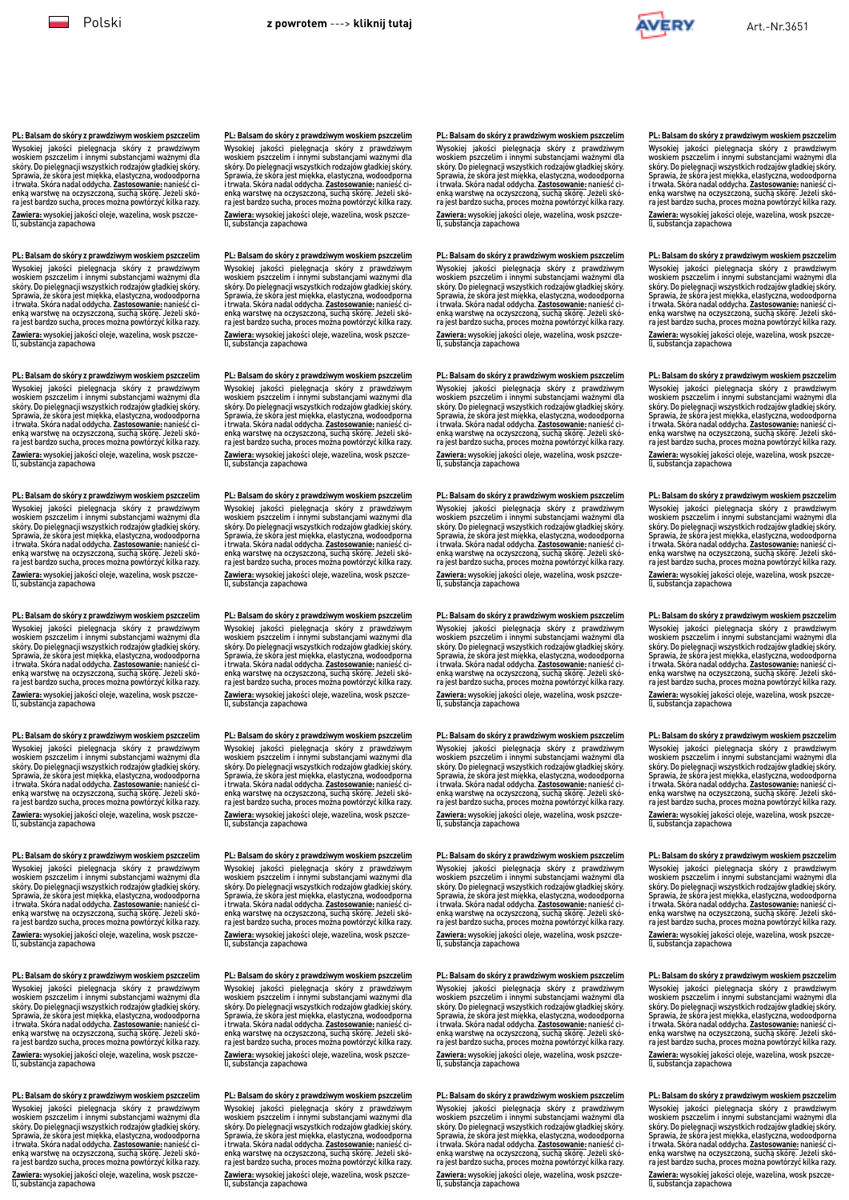Polski

z powrotem ---> kliknij tutaj

Art.-Nr.3651

**PL: Balsam do skóry z prawdziwym woskiem pszczelim**

Wysokiej jakości pielęgnacja skóry z prawdziwym woskiem pszczelim i innymi substancjami ważnymi dla skóry. Sprawia, że skóra jest miękka, elastyczna, wodoodporna i trwała. Skóra nadal oddycha. **Zastosowanie:** nanieść cienką warstwę na oczyszczoną, suchą skórę. Jeżeli skóra jest bardzo sucha, proces można powtórzyć kilka razy.

**Zawiera:** wysokiej jakości oleje, wazelina, wosk pszczeli, substancja zapachowa

**PL: Balsam do skóry z prawdziwym woskiem pszczelim**

Wysokiej jakości pielęgnacja skóry z prawdziwym woskiem pszczelim i innymi substancjami ważnymi dla skóry. Sprawia, że skóra jest miękka, elastyczna, wodoodporna i trwała. Skóra nadal oddycha. **Zastosowanie:** nanieść cienką warstwę na oczyszczoną, suchą skórę. Jeżeli skóra jest bardzo sucha, proces można powtórzyć kilka razy.

**Zawiera:** wysokiej jakości oleje, wazelina, wosk pszczeli, substancja zapachowa

**PL: Balsam do skóry z prawdziwym woskiem pszczelim**

Wysokiej jakości pielęgnacja skóry z prawdziwym woskiem pszczelim i innymi substancjami ważnymi dla skóry. Sprawia, że skóra jest miękka, elastyczna, wodoodporna i trwała. Skóra nadal oddycha. **Zastosowanie:** nanieść cienką warstwę na oczyszczoną, suchą skórę. Jeżeli skóra jest bardzo sucha, proces można powtórzyć kilka razy.

**Zawiera:** wysokiej jakości oleje, wazelina, wosk pszczeli, substancja zapachowa

**PL: Balsam do skóry z prawdziwym woskiem pszczelim**

Wysokiej jakości pielęgnacja skóry z prawdziwym woskiem pszczelim i innymi substancjami ważnymi dla skóry. Sprawia, że skóra jest miękka, elastyczna, wodoodporna i trwała. Skóra nadal oddycha. **Zastosowanie:** nanieść cienką warstwę na oczyszczoną, suchą skórę. Jeżeli skóra jest bardzo sucha, proces można powtórzyć kilka razy.

**Zawiera:** wysokiej jakości oleje, wazelina, wosk pszczeli, substancja zapachowa

**PL: Balsam do skóry z prawdziwym woskiem pszczelim**

Wysokiej jakości pielęgnacja skóry z prawdziwym woskiem pszczelim i innymi substancjami ważnymi dla skóry. Do pielęgnacji wszystkich rodzajów gładkiej skóry. Sprawia, że skóra jest miękka, elastyczna, wodoodporna i trwała. Skóra nadal oddycha. **Zastosowanie:** nanieść cienką warstwę na oczyszczoną, suchą skórę. Jeżeli skóra jest bardzo sucha, proces można powtórzyć kilka razy.

**Zawiera:** wysokiej jakości oleje, wazelina, wosk pszczeli, substancja zapachowa

**PL: Balsam do skóry z prawdziwym woskiem pszczelim**

Wysokiej jakości pielęgnacja skóry z prawdziwym woskiem pszczelim i innymi substancjami ważnymi dla skóry. Do pielęgnacji wszystkich rodzajów gładkiej skóry. Sprawia, że skóra jest miękka, elastyczna, wodoodporna i trwała. Skóra nadal oddycha. **Zastosowanie:** nanieść cienką warstwę na oczyszczoną, suchą skórę. Jeżeli skóra jest bardzo sucha, proces można powtórzyć kilka razy.

**Zawiera:** wysokiej jakości oleje, wazelina, wosk pszczeli, substancja zapachowa

**PL: Balsam do skóry z prawdziwym woskiem pszczelim**

Wysokiej jakości pielęgnacja skóry z prawdziwym woskiem pszczelim i innymi substancjami ważnymi dla skóry. Do pielęgnacji wszystkich rodzajów gładkiej skóry. Sprawia, że skóra jest miękka, elastyczna, wodoodporna i trwała. Skóra nadal oddycha. **Zastosowanie:** nanieść cienką warstwę na oczyszczoną, suchą skórę. Jeżeli skóra jest bardzo sucha, proces można powtórzyć kilka razy.

**Zawiera:** wysokiej jakości oleje, wazelina, wosk pszczeli, substancja zapachowa

**PL: Balsam do skóry z prawdziwym woskiem pszczelim**

Wysokiej jakości pielęgnacja skóry z prawdziwym woskiem pszczelim i innymi substancjami ważnymi dla skóry. Do pielęgnacji wszystkich rodzajów gładkiej skóry. Sprawia, że skóra jest miękka, elastyczna, wodoodporna i trwała. Skóra nadal oddycha. **Zastosowanie:** nanieść cienką warstwę na oczyszczoną, suchą skórę. Jeżeli skóra jest bardzo sucha, proces można powtórzyć kilka razy.

**Zawiera:** wysokiej jakości oleje, wazelina, wosk pszczeli, substancja zapachowa

**PL: Balsam do skóry z prawdziwym woskiem pszczelim**

Wysokiej jakości pielęgnacja skóry z prawdziwym woskiem pszczelim i innymi substancjami ważnymi dla skóry. Do pielęgnacji wszystkich rodzajów gładkiej skóry. Sprawia, że skóra jest miękka, elastyczna, wodoodporna i trwała. Skóra nadal oddycha. **Zastosowanie:** nanieść cienką warstwę na oczyszczoną, suchą skórę. Jeżeli skóra jest bardzo sucha, proces można powtórzyć kilka razy.

**Zawiera:** wysokiej jakości oleje, wazelina, wosk pszczeli, substancja zapachowa

**PL: Balsam do skóry z prawdziwym woskiem pszczelim**

Wysokiej jakości pielęgnacja skóry z prawdziwym woskiem pszczelim i innymi substancjami ważnymi dla skóry. Do pielęgnacji wszystkich rodzajów gładkiej skóry. Sprawia, że skóra jest miękka, elastyczna, wodoodporna i trwała. Skóra nadal oddycha. **Zastosowanie:** nanieść cienką warstwę na oczyszczoną, suchą skórę. Jeżeli skóra jest bardzo sucha, proces można powtórzyć kilka razy.

**Zawiera:** wysokiej jakości oleje, wazelina, wosk pszczeli, substancja zapachowa

**PL: Balsam do skóry z prawdziwym woskiem pszczelim**

Wysokiej jakości pielęgnacja skóry z prawdziwym woskiem pszczelim i innymi substancjami ważnymi dla skóry. Do pielęgnacji wszystkich rodzajów gładkiej skóry. Sprawia, że skóra jest miękka, elastyczna, wodoodporna i trwała. Skóra nadal oddycha. **Zastosowanie:** nanieść cienką warstwę na oczyszczoną, suchą skórę. Jeżeli skóra jest bardzo sucha, proces można powtórzyć kilka razy.

**Zawiera:** wysokiej jakości oleje, wazelina, wosk pszczeli, substancja zapachowa

**PL: Balsam do skóry z prawdziwym woskiem pszczelim**

Wysokiej jakości pielęgnacja skóry z prawdziwym woskiem pszczelim i innymi substancjami ważnymi dla skóry. Do pielęgnacji wszystkich rodzajów gładkiej skóry. Sprawia, że skóra jest miękka, elastyczna, wodoodporna i trwała. Skóra nadal oddycha. **Zastosowanie:** nanieść cienką warstwę na oczyszczoną, suchą skórę. Jeżeli skóra jest bardzo sucha, proces można powtórzyć kilka razy.

**Zawiera:** wysokiej jakości oleje, wazelina, wosk pszczeli, substancja zapachowa

**PL: Balsam do skóry z prawdziwym woskiem pszczelim**

Wysokiej jakości pielęgnacja skóry z prawdziwym woskiem pszczelim i innymi substancjami ważnymi dla skóry. Do pielęgnacji wszystkich rodzajów gładkiej skóry. Sprawia, że skóra jest miękka, elastyczna, wodoodporna i trwała. Skóra nadal oddycha. **Zastosowanie:** nanieść cienką warstwę na oczyszczoną, suchą skórę. Jeżeli skóra jest bardzo sucha, proces można powtórzyć kilka razy.

**Zawiera:** wysokiej jakości oleje, wazelina, wosk pszczeli, substancja zapachowa

**PL: Balsam do skóry z prawdziwym woskiem pszczelim**

Wysokiej jakości pielęgnacja skóry z prawdziwym woskiem pszczelim i innymi substancjami ważnymi dla skóry. Do pielęgnacji wszystkich rodzajów gładkiej skóry. Sprawia, że skóra jest miękka, elastyczna, wodoodporna i trwała. Skóra nadal oddycha. **Zastosowanie:** nanieść cienką warstwę na oczyszczoną, suchą skórę. Jeżeli skóra jest bardzo sucha, proces można powtórzyć kilka razy.

**Zawiera:** wysokiej jakości oleje, wazelina, wosk pszczeli, substancja zapachowa

**PL: Balsam do skóry z prawdziwym woskiem pszczelim**

Wysokiej jakości pielęgnacja skóry z prawdziwym woskiem pszczelim i innymi substancjami ważnymi dla skóry. Do pielęgnacji wszystkich rodzajów gładkiej skóry. Sprawia, że skóra jest miękka, elastyczna, wodoodporna i trwała. Skóra nadal oddycha. **Zastosowanie:** nanieść cienką warstwę na oczyszczoną, suchą skórę. Jeżeli skóra jest bardzo sucha, proces można powtórzyć kilka razy.

**Zawiera:** wysokiej jakości oleje, wazelina, wosk pszczeli, substancja zapachowa

**PL: Balsam do skóry z prawdziwym woskiem pszczelim**

Wysokiej jakości pielęgnacja skóry z prawdziwym woskiem pszczelim i innymi substancjami ważnymi dla skóry. Do pielęgnacji wszystkich rodzajów gładkiej skóry. Sprawia, że skóra jest miękka, elastyczna, wodoodporna i trwała. Skóra nadal oddycha. **Zastosowanie:** nanieść cienką warstwę na oczyszczoną, suchą skórę. Jeżeli skóra jest bardzo sucha, proces można powtórzyć kilka razy.

**Zawiera:** wysokiej jakości oleje, wazelina, wosk pszczeli, substancja zapachowa

**PL: Balsam do skóry z prawdziwym woskiem pszczelim**

Wysokiej jakości pielęgnacja skóry z prawdziwym woskiem pszczelim i innymi substancjami ważnymi dla skóry. Do pielęgnacji wszystkich rodzajów gładkiej skóry. Sprawia, że skóra jest miękka, elastyczna, wodoodporna i trwała. Skóra nadal oddycha. **Zastosowanie:** nanieść cienką warstwę na oczyszczoną, suchą skórę. Jeżeli skóra jest bardzo sucha, proces można powtórzyć kilka razy.

**Zawiera:** wysokiej jakości oleje, wazelina, wosk pszczeli, substancja zapachowa

**PL: Balsam do skóry z prawdziwym woskiem pszczelim**

Wysokiej jakości pielęgnacja skóry z prawdziwym woskiem pszczelim i innymi substancjami ważnymi dla skóry. Do pielęgnacji wszystkich rodzajów gładkiej skóry. Sprawia, że skóra jest miękka, elastyczna, wodoodporna i trwała. Skóra nadal oddycha. **Zastosowanie:** nanieść cienką warstwę na oczyszczoną, suchą skórę. Jeżeli skóra jest bardzo sucha, proces można powtórzyć kilka razy.

**Zawiera:** wysokiej jakości oleje, wazelina, wosk pszczeli, substancja zapachowa

**PL: Balsam do skóry z prawdziwym woskiem pszczelim**

Wysokiej jakości pielęgnacja skóry z prawdziwym woskiem pszczelim i innymi substancjami ważnymi dla skóry. Do pielęgnacji wszystkich rodzajów gładkiej skóry. Sprawia, że skóra jest miękka, elastyczna, wodoodporna i trwała. Skóra nadal oddycha. **Zastosowanie:** nanieść cienką warstwę na oczyszczoną, suchą skórę. Jeżeli skóra jest bardzo sucha, proces można powtórzyć kilka razy.

**Zawiera:** wysokiej jakości oleje, wazelina, wosk pszczeli, substancja zapachowa

**PL: Balsam do skóry z prawdziwym woskiem pszczelim**

Wysokiej jakości pielęgnacja skóry z prawdziwym woskiem pszczelim i innymi substancjami ważnymi dla skóry. Do pielęgnacji wszystkich rodzajów gładkiej skóry. Sprawia, że skóra jest miękka, elastyczna, wodoodporna i trwała. Skóra nadal oddycha. **Zastosowanie:** nanieść cienką warstwę na oczyszczoną, suchą skórę. Jeżeli skóra jest bardzo sucha, proces można powtórzyć kilka razy.

**Zawiera:** wysokiej jakości oleje, wazelina, wosk pszczeli, substancja zapachowa

**PL: Balsam do skóry z prawdziwym woskiem pszczelim**

Wysokiej jakości pielęgnacja skóry z prawdziwym woskiem pszczelim i innymi substancjami ważnymi dla skóry. Do pielęgnacji wszystkich rodzajów gładkiej skóry. Sprawia, że skóra jest miękka, elastyczna, wodoodporna i trwała. Skóra nadal oddycha. **Zastosowanie:** nanieść cienką warstwę na oczyszczoną, suchą skórę. Jeżeli skóra jest bardzo sucha, proces można powtórzyć kilka razy.

**Zawiera:** wysokiej jakości oleje, wazelina, wosk pszczeli, substancja zapachowa

**PL: Balsam do skóry z prawdziwym woskiem pszczelim**

Wysokiej jakości pielęgnacja skóry z prawdziwym woskiem pszczelim i innymi substancjami ważnymi dla skóry. Do pielęgnacji wszystkich rodzajów gładkiej skóry. Sprawia, że skóra jest miękka, elastyczna, wodoodporna i trwała. Skóra nadal oddycha. **Zastosowanie:** nanieść cienką warstwę na oczyszczoną, suchą skórę. Jeżeli skóra jest bardzo sucha, proces można powtórzyć kilka razy.

**Zawiera:** wysokiej jakości oleje, wazelina, wosk pszczeli, substancja zapachowa

**PL: Balsam do skóry z prawdziwym woskiem pszczelim**

Wysokiej jakości pielęgnacja skóry z prawdziwym woskiem pszczelim i innymi substancjami ważnymi dla skóry. Do pielęgnacji wszystkich rodzajów gładkiej skóry. Sprawia, że skóra jest miękka, elastyczna, wodoodporna i trwała. Skóra nadal oddycha. **Zastosowanie:** nanieść cienką warstwę na oczyszczoną, suchą skórę. Jeżeli skóra jest bardzo sucha, proces można powtórzyć kilka razy.

**Zawiera:** wysokiej jakości oleje, wazelina, wosk pszczeli, substancja zapachowa

**PL: Balsam do skóry z prawdziwym woskiem pszczelim**

Wysokiej jakości pielęgnacja skóry z prawdziwym woskiem pszczelim i innymi substancjami ważnymi dla skóry. Do pielęgnacji wszystkich rodzajów gładkiej skóry. Sprawia, że skóra jest miękka, elastyczna, wodoodporna i trwała. Skóra nadal oddycha. **Zastosowanie:** nanieść cienką warstwę na oczyszczoną, suchą skórę. Jeżeli skóra jest bardzo sucha, proces można powtórzyć kilka razy.

**Zawiera:** wysokiej jakości oleje, wazelina, wosk pszczeli, substancja zapachowa

**PL: Balsam do skóry z prawdziwym woskiem pszczelim**

Wysokiej jakości pielęgnacja skóry z prawdziwym woskiem pszczelim i innymi substancjami ważnymi dla skóry. Do pielęgnacji wszystkich rodzajów gładkiej skóry. Sprawia, że skóra jest miękka, elastyczna, wodoodporna i trwała. Skóra nadal oddycha. **Zastosowanie:** nanieść cienką warstwę na oczyszczoną, suchą skórę. Jeżeli skóra jest bardzo sucha, proces można powtórzyć kilka razy.

**Zawiera:** wysokiej jakości oleje, wazelina, wosk pszczeli, substancja zapachowa

**PL: Balsam do skóry z prawdziwym woskiem pszczelim**

Wysokiej jakości pielęgnacja skóry z prawdziwym woskiem pszczelim i innymi substancjami ważnymi dla skóry. Do pielęgnacji wszystkich rodzajów gładkiej skóry. Sprawia, że skóra jest miękka, elastyczna, wodoodporna i trwała. Skóra nadal oddycha. **Zastosowanie:** nanieść cienką warstwę na oczyszczoną, suchą skórę. Jeżeli skóra jest bardzo sucha, proces można powtórzyć kilka razy.

**Zawiera:** wysokiej jakości oleje, wazelina, wosk pszczeli, substancja zapachowa

**PL: Balsam do skóry z prawdziwym woskiem pszczelim**

Wysokiej jakości pielęgnacja skóry z prawdziwym woskiem pszczelim i innymi substancjami ważnymi dla skóry. Do pielęgnacji wszystkich rodzajów gładkiej skóry. Sprawia, że skóra jest miękka, elastyczna, wodoodporna i trwała. Skóra nadal oddycha. **Zastosowanie:** nanieść cienką warstwę na oczyszczoną, suchą skórę. Jeżeli skóra jest bardzo sucha, proces można powtórzyć kilka razy.

**Zawiera:** wysokiej jakości oleje, wazelina, wosk pszczeli, substancja zapachowa

**PL: Balsam do skóry z prawdziwym woskiem pszczelim**

Wysokiej jakości pielęgnacja skóry z prawdziwym woskiem pszczelim i innymi substancjami ważnymi dla skóry. Do pielęgnacji wszystkich rodzajów gładkiej skóry. Sprawia, że skóra jest miękka, elastyczna, wodoodporna i trwała. Skóra nadal oddycha. **Zastosowanie:** nanieść cienką warstwę na oczyszczoną, suchą skórę. Jeżeli skóra jest bardzo sucha, proces można powtórzyć kilka razy.

**Zawiera:** wysokiej jakości oleje, wazelina, wosk pszczeli, substancja zapachowa

**PL: Balsam do skóry z prawdziwym woskiem pszczelim**

Wysokiej jakości pielęgnacja skóry z prawdziwym woskiem pszczelim i innymi substancjami ważnymi dla skóry. Do pielęgnacji wszystkich rodzajów gładkiej skóry. Sprawia, że skóra jest miękka, elastyczna, wodoodporna i trwała. Skóra nadal oddycha. **Zastosowanie:** nanieść cienką warstwę na oczyszczoną, suchą skórę. Jeżeli skóra jest bardzo sucha, proces można powtórzyć kilka razy.

**Zawiera:** wysokiej jakości oleje, wazelina, wosk pszczeli, substancja zapachowa

**PL: Balsam do skóry z prawdziwym woskiem pszczelim**

Wysokiej jakości pielęgnacja skóry z prawdziwym woskiem pszczelim i innymi substancjami ważnymi dla skóry. Do pielęgnacji wszystkich rodzajów gładkiej skóry. Sprawia, że skóra jest miękka, elastyczna, wodoodporna i trwała. Skóra nadal oddycha. **Zastosowanie:** nanieść cienką warstwę na oczyszczoną, suchą skórę. Jeżeli skóra jest bardzo sucha, proces można powtórzyć kilka razy.

**Zawiera:** wysokiej jakości oleje, wazelina, wosk pszczeli, substancja zapachowa

**PL: Balsam do skóry z prawdziwym woskiem pszczelim**

Wysokiej jakości pielęgnacja skóry z prawdziwym woskiem pszczelim i innymi substancjami ważnymi dla skóry. Do pielęgnacji wszystkich rodzajów gładkiej skóry. Sprawia, że skóra jest miękka, elastyczna, wodoodporna i trwała. Skóra nadal oddycha. **Zastosowanie:** nanieść cienką warstwę na oczyszczoną, suchą skórę. Jeżeli skóra jest bardzo sucha, proces można powtórzyć kilka razy.

**Zawiera:** wysokiej jakości oleje, wazelina, wosk pszczeli, substancja zapachowa

**PL: Balsam do skóry z prawdziwym woskiem pszczelim**

Wysokiej jakości pielęgnacja skóry z prawdziwym woskiem pszczelim i innymi substancjami ważnymi dla skóry. Do pielęgnacji wszystkich rodzajów gładkiej skóry. Sprawia, że skóra jest miękka, elastyczna, wodoodporna i trwała. Skóra nadal oddycha. **Zastosowanie:** nanieść cienką warstwę na oczyszczoną, suchą skórę. Jeżeli skóra jest bardzo sucha, proces można powtórzyć kilka razy.

**Zawiera:** wysokiej jakości oleje, wazelina, wosk pszczeli, substancja zapachowa

**PL: Balsam do skóry z prawdziwym woskiem pszczelim**

Wysokiej jakości pielęgnacja skóry z prawdziwym woskiem pszczelim i innymi substancjami ważnymi dla skóry. Do pielęgnacji wszystkich rodzajów gładkiej skóry. Sprawia, że skóra jest miękka, elastyczna, wodoodporna i trwała. Skóra nadal oddycha. **Zastosowanie:** nanieść cienką warstwę na oczyszczoną, suchą skórę. Jeżeli skóra jest bardzo sucha, proces można powtórzyć kilka razy.

**Zawiera:** wysokiej jakości oleje, wazelina, wosk pszczeli, substancja zapachowa

**PL: Balsam do skóry z prawdziwym woskiem pszczelim**

Wysokiej jakości pielęgnacja skóry z prawdziwym woskiem pszczelim i innymi substancjami ważnymi dla skóry. Do pielęgnacji wszystkich rodzajów gładkiej skóry. Sprawia, że skóra jest miękka, elastyczna, wodoodporna i trwała. Skóra nadal oddycha. **Zastosowanie:** nanieść cienką warstwę na oczyszczoną, suchą skórę. Jeżeli skóra jest bardzo sucha, proces można powtórzyć kilka razy.

**Zawiera:** wysokiej jakości oleje, wazelina, wosk pszczeli, substancja zapachowa

**PL: Balsam do skóry z prawdziwym woskiem pszczelim**

Wysokiej jakości pielęgnacja skóry z prawdziwym woskiem pszczelim i innymi substancjami ważnymi dla skóry. Do pielęgnacji wszystkich rodzajów gładkiej skóry. Sprawia, że skóra jest miękka, elastyczna, wodoodporna i trwała. Skóra nadal oddycha. **Zastosowanie:** nanieść cienką warstwę na oczyszczoną, suchą skórę. Jeżeli skóra jest bardzo sucha, proces można powtórzyć kilka razy.

**Zawiera:** wysokiej jakości oleje, wazelina, wosk pszczeli, substancja zapachowa

**PL: Balsam do skóry z prawdziwym woskiem pszczelim**

Wysokiej jakości pielęgnacja skóry z prawdziwym woskiem pszczelim i innymi substancjami ważnymi dla skóry. Do pielęgnacji wszystkich rodzajów gładkiej skóry. Sprawia, że skóra jest miękka, elastyczna, wodoodporna i trwała. Skóra nadal oddycha. **Zastosowanie:** nanieść cienką warstwę na oczyszczoną, suchą skórę. Jeżeli skóra jest bardzo sucha, proces można powtórzyć kilka razy.

**Zawiera:** wysokiej jakości oleje, wazelina, wosk pszczeli, substancja zapachowa